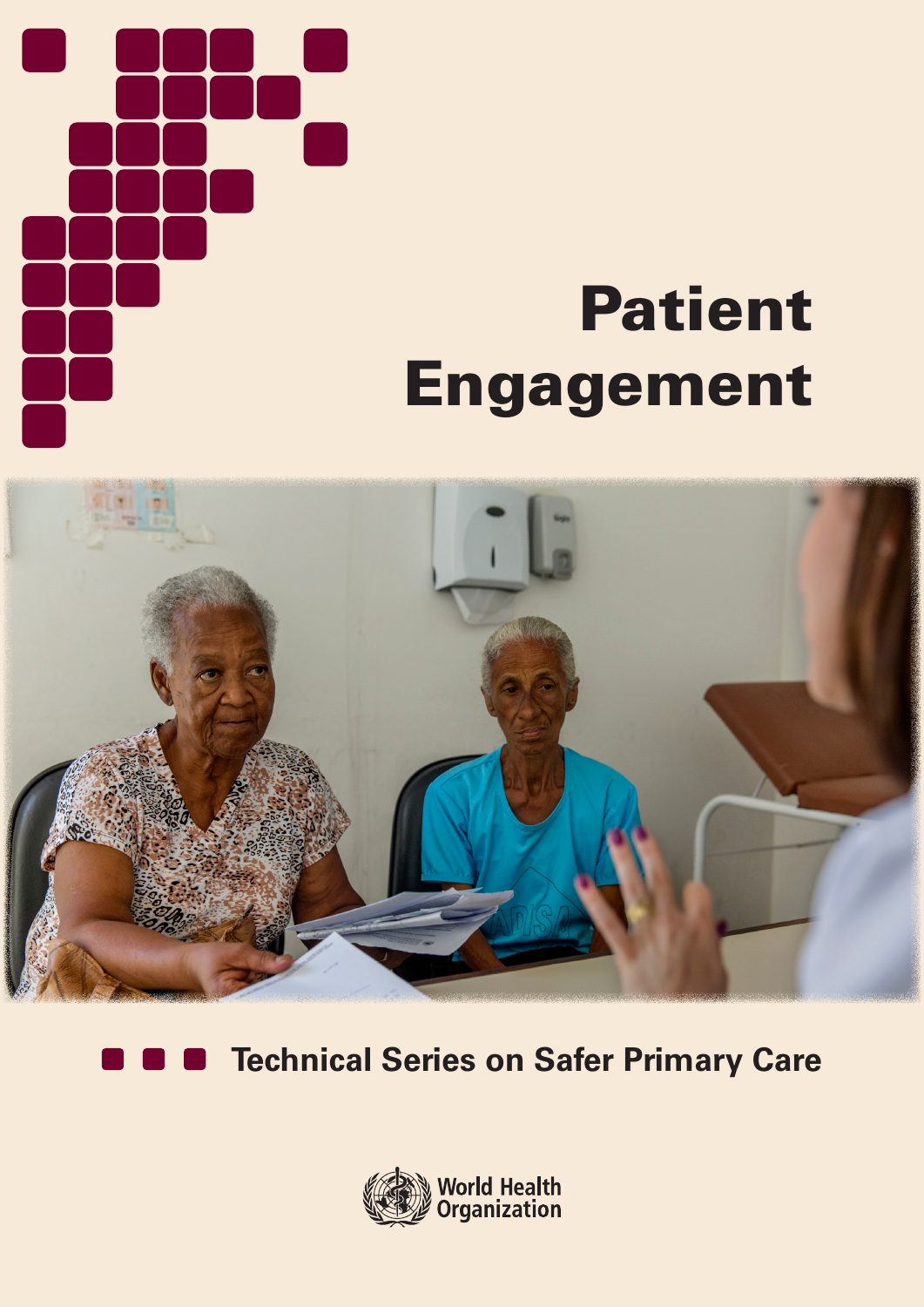# Patient Engagement

Technical Series on Safer Primary Care

World Health Organization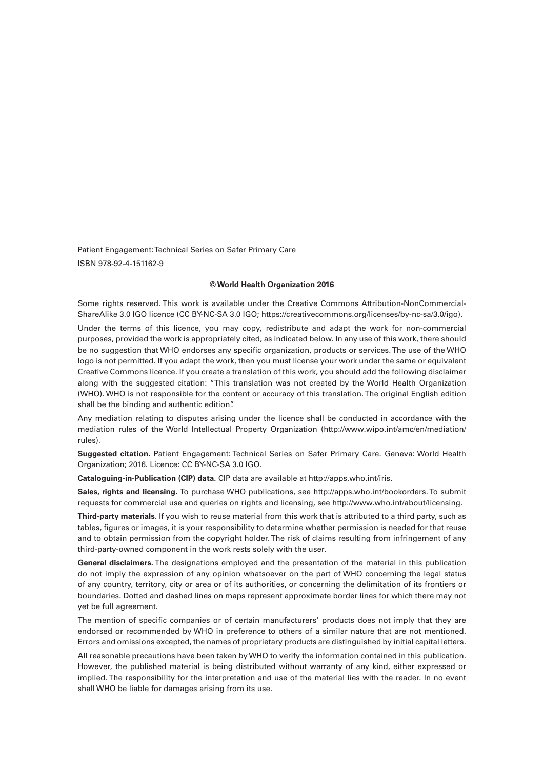Patient Engagement: Technical Series on Safer Primary Care

ISBN 978-92-4-151162-9

**© World Health Organization 2016**

Some rights reserved. This work is available under the Creative Commons Attribution-NonCommercial-ShareAlike 3.0 IGO licence (CC BY-NC-SA 3.0 IGO; https://creativecommons.org/licenses/by-nc-sa/3.0/igo).

Under the terms of this licence, you may copy, redistribute and adapt the work for non-commercial purposes, provided the work is appropriately cited, as indicated below. In any use of this work, there should be no suggestion that WHO endorses any specific organization, products or services. The use of the WHO logo is not permitted. If you adapt the work, then you must license your work under the same or equivalent Creative Commons licence. If you create a translation of this work, you should add the following disclaimer along with the suggested citation: "This translation was not created by the World Health Organization (WHO). WHO is not responsible for the content or accuracy of this translation. The original English edition shall be the binding and authentic edition".

Any mediation relating to disputes arising under the licence shall be conducted in accordance with the mediation rules of the World Intellectual Property Organization (http://www.wipo.int/amc/en/mediation/rules).

**Suggested citation.** Patient Engagement: Technical Series on Safer Primary Care. Geneva: World Health Organization; 2016. Licence: CC BY-NC-SA 3.0 IGO.

**Cataloguing-in-Publication (CIP) data.** CIP data are available at http://apps.who.int/iris.

**Sales, rights and licensing.** To purchase WHO publications, see http://apps.who.int/bookorders. To submit requests for commercial use and queries on rights and licensing, see http://www.who.int/about/licensing.

**Third-party materials.** If you wish to reuse material from this work that is attributed to a third party, such as tables, figures or images, it is your responsibility to determine whether permission is needed for that reuse and to obtain permission from the copyright holder. The risk of claims resulting from infringement of any third-party-owned component in the work rests solely with the user.

**General disclaimers.** The designations employed and the presentation of the material in this publication do not imply the expression of any opinion whatsoever on the part of WHO concerning the legal status of any country, territory, city or area or of its authorities, or concerning the delimitation of its frontiers or boundaries. Dotted and dashed lines on maps represent approximate border lines for which there may not yet be full agreement.

The mention of specific companies or of certain manufacturers' products does not imply that they are endorsed or recommended by WHO in preference to others of a similar nature that are not mentioned. Errors and omissions excepted, the names of proprietary products are distinguished by initial capital letters.

All reasonable precautions have been taken by WHO to verify the information contained in this publication. However, the published material is being distributed without warranty of any kind, either expressed or implied. The responsibility for the interpretation and use of the material lies with the reader. In no event shall WHO be liable for damages arising from its use.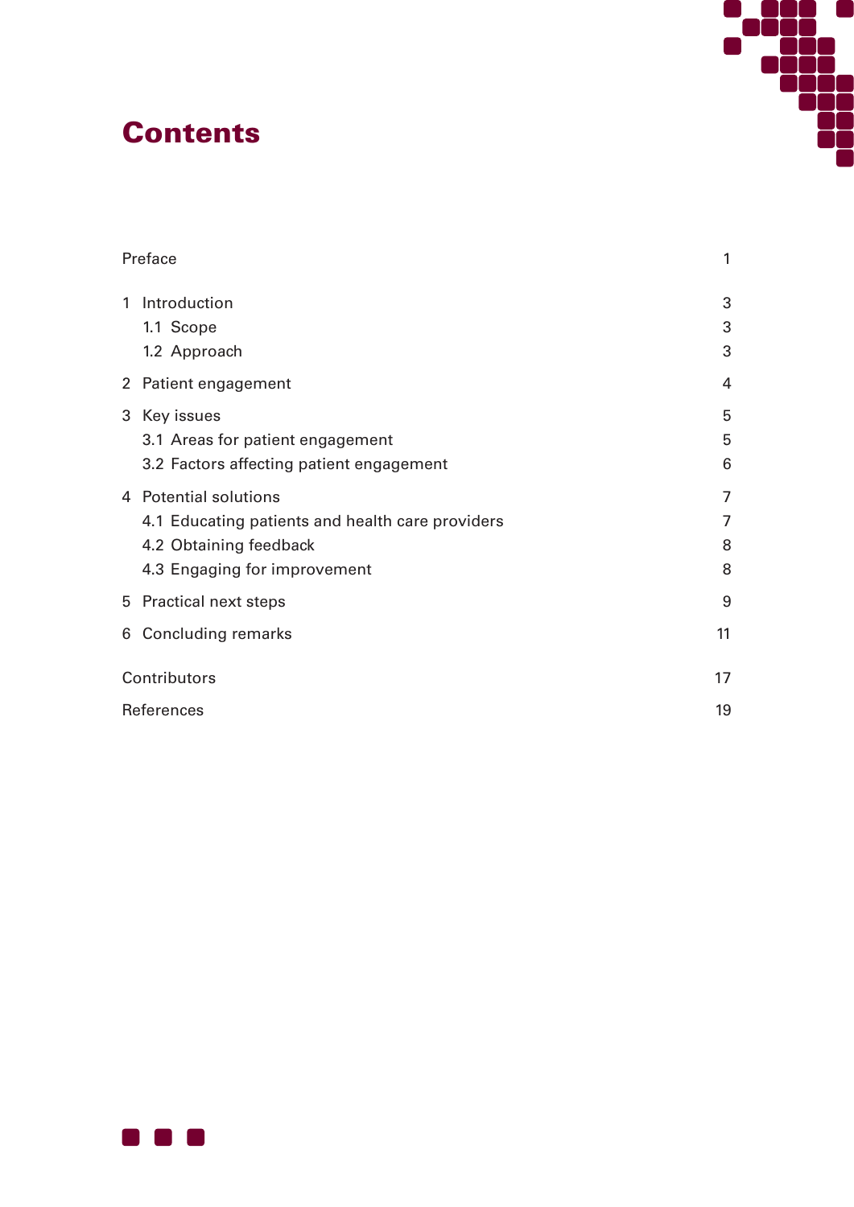# Contents

| | |
|---|---|
| Preface | 1 |
| 1 Introduction | 3 |
| 1.1 Scope | 3 |
| 1.2 Approach | 3 |
| 2 Patient engagement | 4 |
| 3 Key issues | 5 |
| 3.1 Areas for patient engagement | 5 |
| 3.2 Factors affecting patient engagement | 6 |
| 4 Potential solutions | 7 |
| 4.1 Educating patients and health care providers | 7 |
| 4.2 Obtaining feedback | 8 |
| 4.3 Engaging for improvement | 8 |
| 5 Practical next steps | 9 |
| 6 Concluding remarks | 11 |
| Contributors | 17 |
| References | 19 |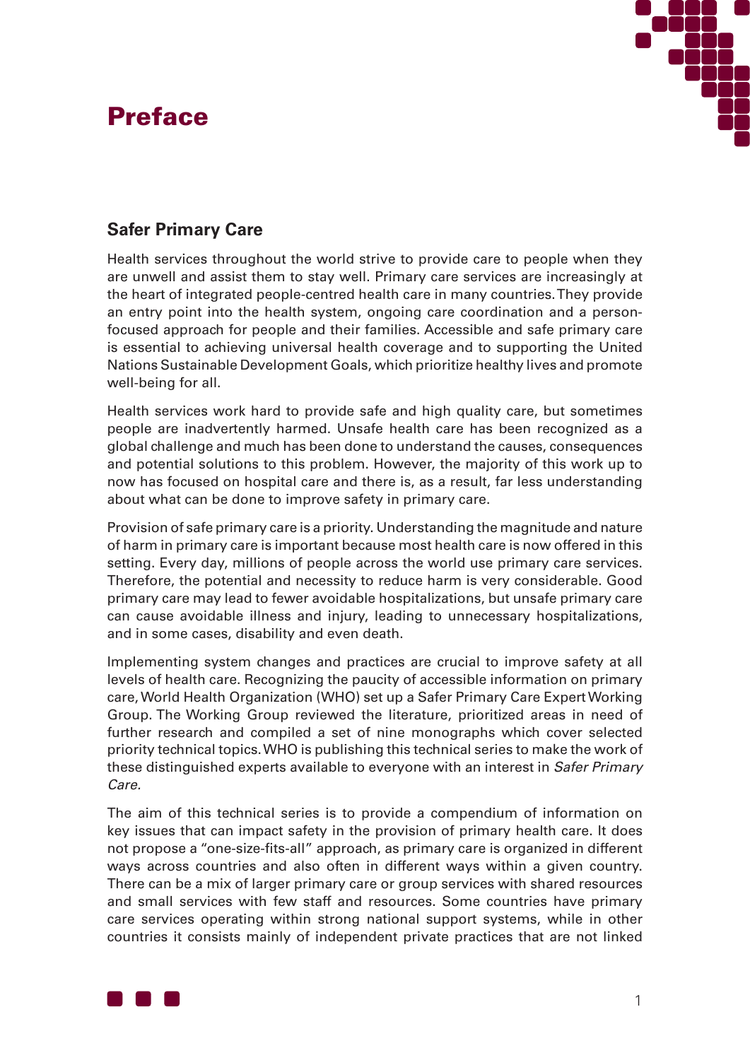# Preface

## Safer Primary Care

Health services throughout the world strive to provide care to people when they are unwell and assist them to stay well. Primary care services are increasingly at the heart of integrated people-centred health care in many countries. They provide an entry point into the health system, ongoing care coordination and a person-focused approach for people and their families. Accessible and safe primary care is essential to achieving universal health coverage and to supporting the United Nations Sustainable Development Goals, which prioritize healthy lives and promote well-being for all.

Health services work hard to provide safe and high quality care, but sometimes people are inadvertently harmed. Unsafe health care has been recognized as a global challenge and much has been done to understand the causes, consequences and potential solutions to this problem. However, the majority of this work up to now has focused on hospital care and there is, as a result, far less understanding about what can be done to improve safety in primary care.

Provision of safe primary care is a priority. Understanding the magnitude and nature of harm in primary care is important because most health care is now offered in this setting. Every day, millions of people across the world use primary care services. Therefore, the potential and necessity to reduce harm is very considerable. Good primary care may lead to fewer avoidable hospitalizations, but unsafe primary care can cause avoidable illness and injury, leading to unnecessary hospitalizations, and in some cases, disability and even death.

Implementing system changes and practices are crucial to improve safety at all levels of health care. Recognizing the paucity of accessible information on primary care, World Health Organization (WHO) set up a Safer Primary Care Expert Working Group. The Working Group reviewed the literature, prioritized areas in need of further research and compiled a set of nine monographs which cover selected priority technical topics. WHO is publishing this technical series to make the work of these distinguished experts available to everyone with an interest in *Safer Primary Care*.

The aim of this technical series is to provide a compendium of information on key issues that can impact safety in the provision of primary health care. It does not propose a "one-size-fits-all" approach, as primary care is organized in different ways across countries and also often in different ways within a given country. There can be a mix of larger primary care or group services with shared resources and small services with few staff and resources. Some countries have primary care services operating within strong national support systems, while in other countries it consists mainly of independent private practices that are not linked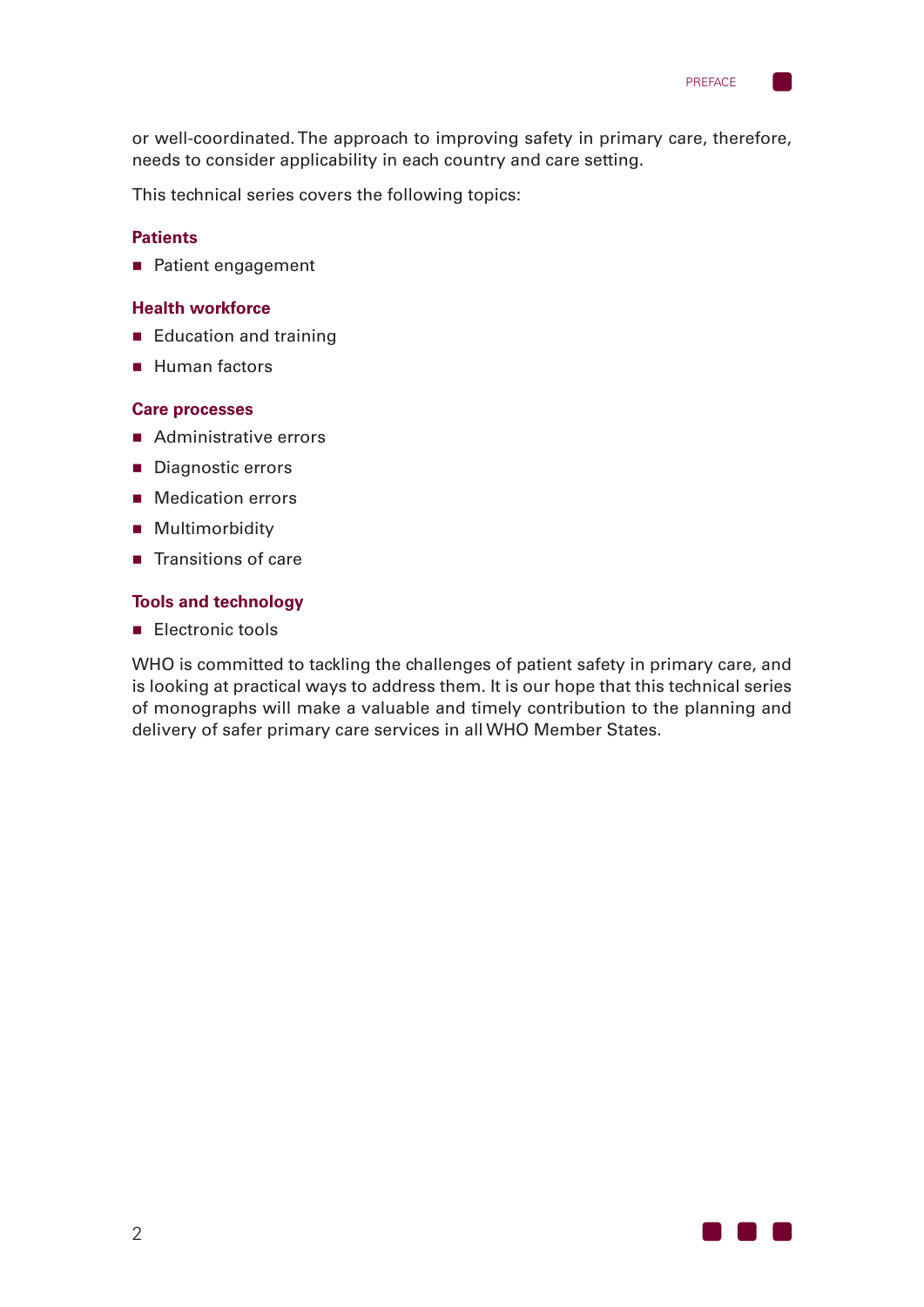or well-coordinated. The approach to improving safety in primary care, therefore, needs to consider applicability in each country and care setting.

This technical series covers the following topics:

### Patients

- Patient engagement

### Health workforce

- Education and training
- Human factors

### Care processes

- Administrative errors
- Diagnostic errors
- Medication errors
- Multimorbidity
- Transitions of care

### Tools and technology

- Electronic tools

WHO is committed to tackling the challenges of patient safety in primary care, and is looking at practical ways to address them. It is our hope that this technical series of monographs will make a valuable and timely contribution to the planning and delivery of safer primary care services in all WHO Member States.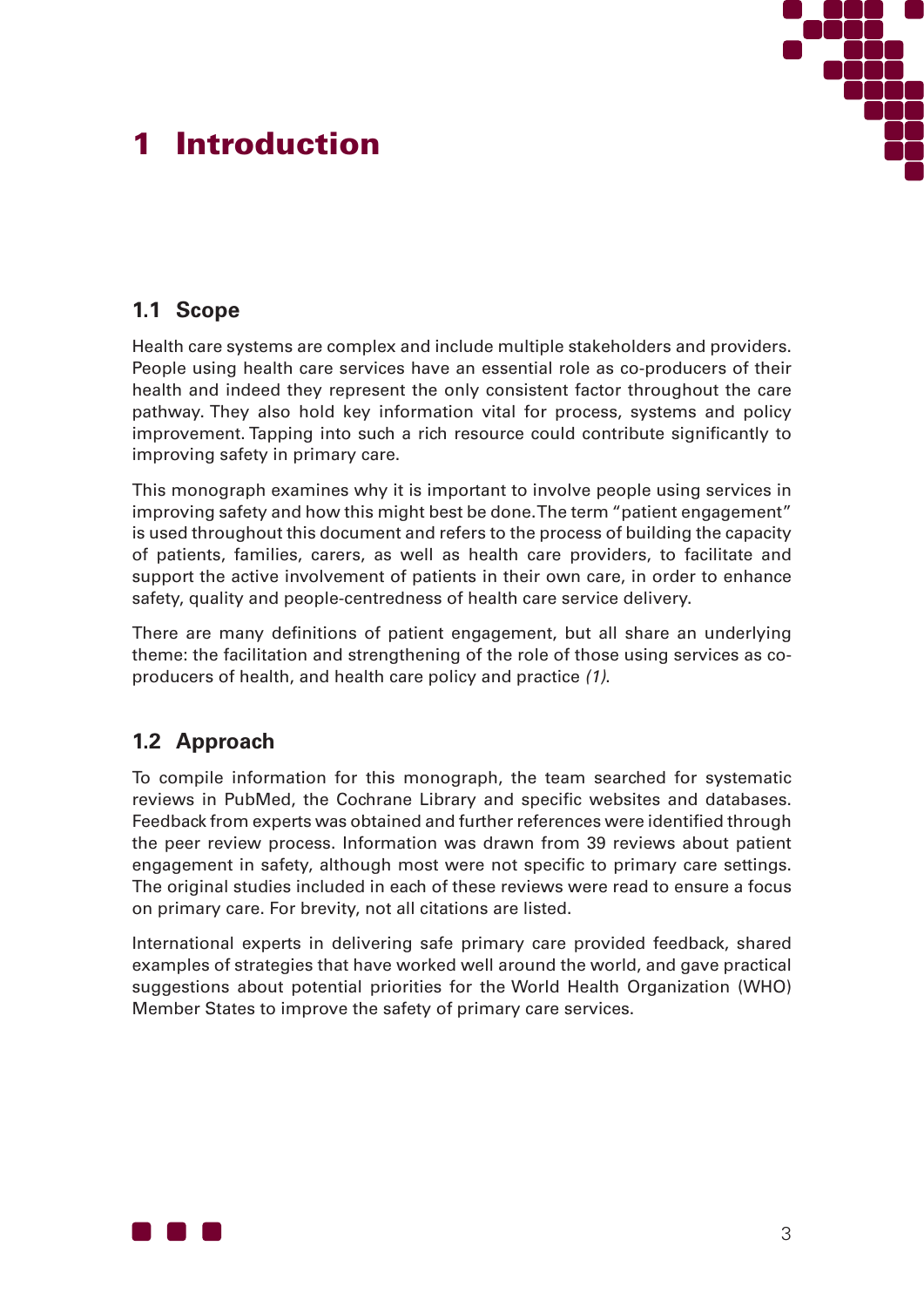# 1 Introduction

## 1.1 Scope

Health care systems are complex and include multiple stakeholders and providers. People using health care services have an essential role as co-producers of their health and indeed they represent the only consistent factor throughout the care pathway. They also hold key information vital for process, systems and policy improvement. Tapping into such a rich resource could contribute significantly to improving safety in primary care.

This monograph examines why it is important to involve people using services in improving safety and how this might best be done. The term "patient engagement" is used throughout this document and refers to the process of building the capacity of patients, families, carers, as well as health care providers, to facilitate and support the active involvement of patients in their own care, in order to enhance safety, quality and people-centredness of health care service delivery.

There are many definitions of patient engagement, but all share an underlying theme: the facilitation and strengthening of the role of those using services as co-producers of health, and health care policy and practice *(1)*.

## 1.2 Approach

To compile information for this monograph, the team searched for systematic reviews in PubMed, the Cochrane Library and specific websites and databases. Feedback from experts was obtained and further references were identified through the peer review process. Information was drawn from 39 reviews about patient engagement in safety, although most were not specific to primary care settings. The original studies included in each of these reviews were read to ensure a focus on primary care. For brevity, not all citations are listed.

International experts in delivering safe primary care provided feedback, shared examples of strategies that have worked well around the world, and gave practical suggestions about potential priorities for the World Health Organization (WHO) Member States to improve the safety of primary care services.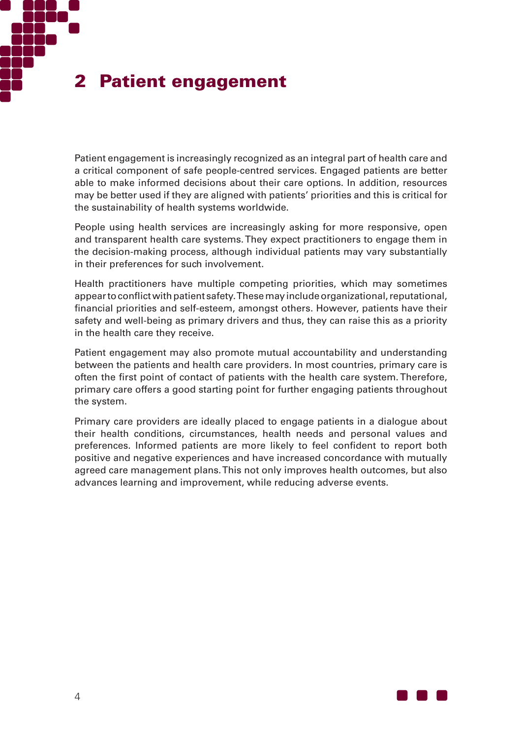# 2 Patient engagement

Patient engagement is increasingly recognized as an integral part of health care and a critical component of safe people-centred services. Engaged patients are better able to make informed decisions about their care options. In addition, resources may be better used if they are aligned with patients' priorities and this is critical for the sustainability of health systems worldwide.

People using health services are increasingly asking for more responsive, open and transparent health care systems. They expect practitioners to engage them in the decision-making process, although individual patients may vary substantially in their preferences for such involvement.

Health practitioners have multiple competing priorities, which may sometimes appear to conflict with patient safety. These may include organizational, reputational, financial priorities and self-esteem, amongst others. However, patients have their safety and well-being as primary drivers and thus, they can raise this as a priority in the health care they receive.

Patient engagement may also promote mutual accountability and understanding between the patients and health care providers. In most countries, primary care is often the first point of contact of patients with the health care system. Therefore, primary care offers a good starting point for further engaging patients throughout the system.

Primary care providers are ideally placed to engage patients in a dialogue about their health conditions, circumstances, health needs and personal values and preferences. Informed patients are more likely to feel confident to report both positive and negative experiences and have increased concordance with mutually agreed care management plans. This not only improves health outcomes, but also advances learning and improvement, while reducing adverse events.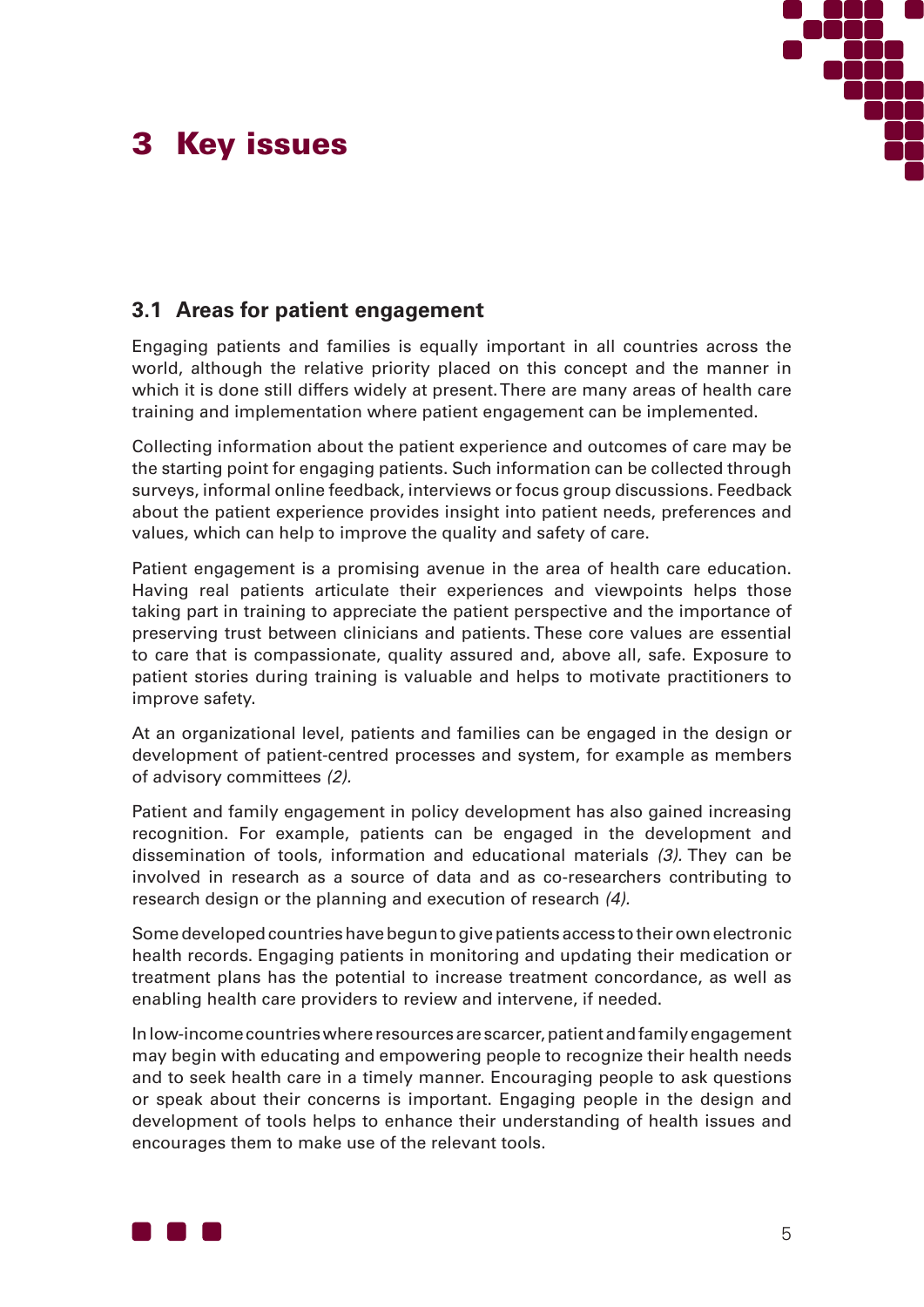# 3 Key issues

## 3.1 Areas for patient engagement

Engaging patients and families is equally important in all countries across the world, although the relative priority placed on this concept and the manner in which it is done still differs widely at present. There are many areas of health care training and implementation where patient engagement can be implemented.

Collecting information about the patient experience and outcomes of care may be the starting point for engaging patients. Such information can be collected through surveys, informal online feedback, interviews or focus group discussions. Feedback about the patient experience provides insight into patient needs, preferences and values, which can help to improve the quality and safety of care.

Patient engagement is a promising avenue in the area of health care education. Having real patients articulate their experiences and viewpoints helps those taking part in training to appreciate the patient perspective and the importance of preserving trust between clinicians and patients. These core values are essential to care that is compassionate, quality assured and, above all, safe. Exposure to patient stories during training is valuable and helps to motivate practitioners to improve safety.

At an organizational level, patients and families can be engaged in the design or development of patient-centred processes and system, for example as members of advisory committees *(2).*

Patient and family engagement in policy development has also gained increasing recognition. For example, patients can be engaged in the development and dissemination of tools, information and educational materials *(3).* They can be involved in research as a source of data and as co-researchers contributing to research design or the planning and execution of research *(4).*

Some developed countries have begun to give patients access to their own electronic health records. Engaging patients in monitoring and updating their medication or treatment plans has the potential to increase treatment concordance, as well as enabling health care providers to review and intervene, if needed.

In low-income countries where resources are scarcer, patient and family engagement may begin with educating and empowering people to recognize their health needs and to seek health care in a timely manner. Encouraging people to ask questions or speak about their concerns is important. Engaging people in the design and development of tools helps to enhance their understanding of health issues and encourages them to make use of the relevant tools.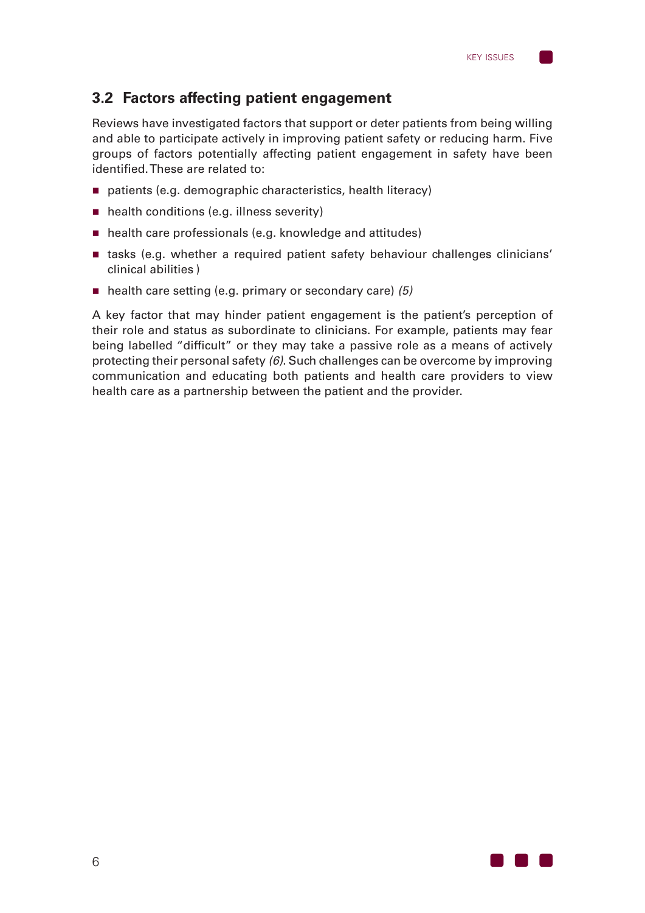## 3.2 Factors affecting patient engagement

Reviews have investigated factors that support or deter patients from being willing and able to participate actively in improving patient safety or reducing harm. Five groups of factors potentially affecting patient engagement in safety have been identified. These are related to:

- patients (e.g. demographic characteristics, health literacy)
- health conditions (e.g. illness severity)
- health care professionals (e.g. knowledge and attitudes)
- tasks (e.g. whether a required patient safety behaviour challenges clinicians' clinical abilities )
- health care setting (e.g. primary or secondary care) *(5)*

A key factor that may hinder patient engagement is the patient's perception of their role and status as subordinate to clinicians. For example, patients may fear being labelled "difficult" or they may take a passive role as a means of actively protecting their personal safety *(6)*. Such challenges can be overcome by improving communication and educating both patients and health care providers to view health care as a partnership between the patient and the provider.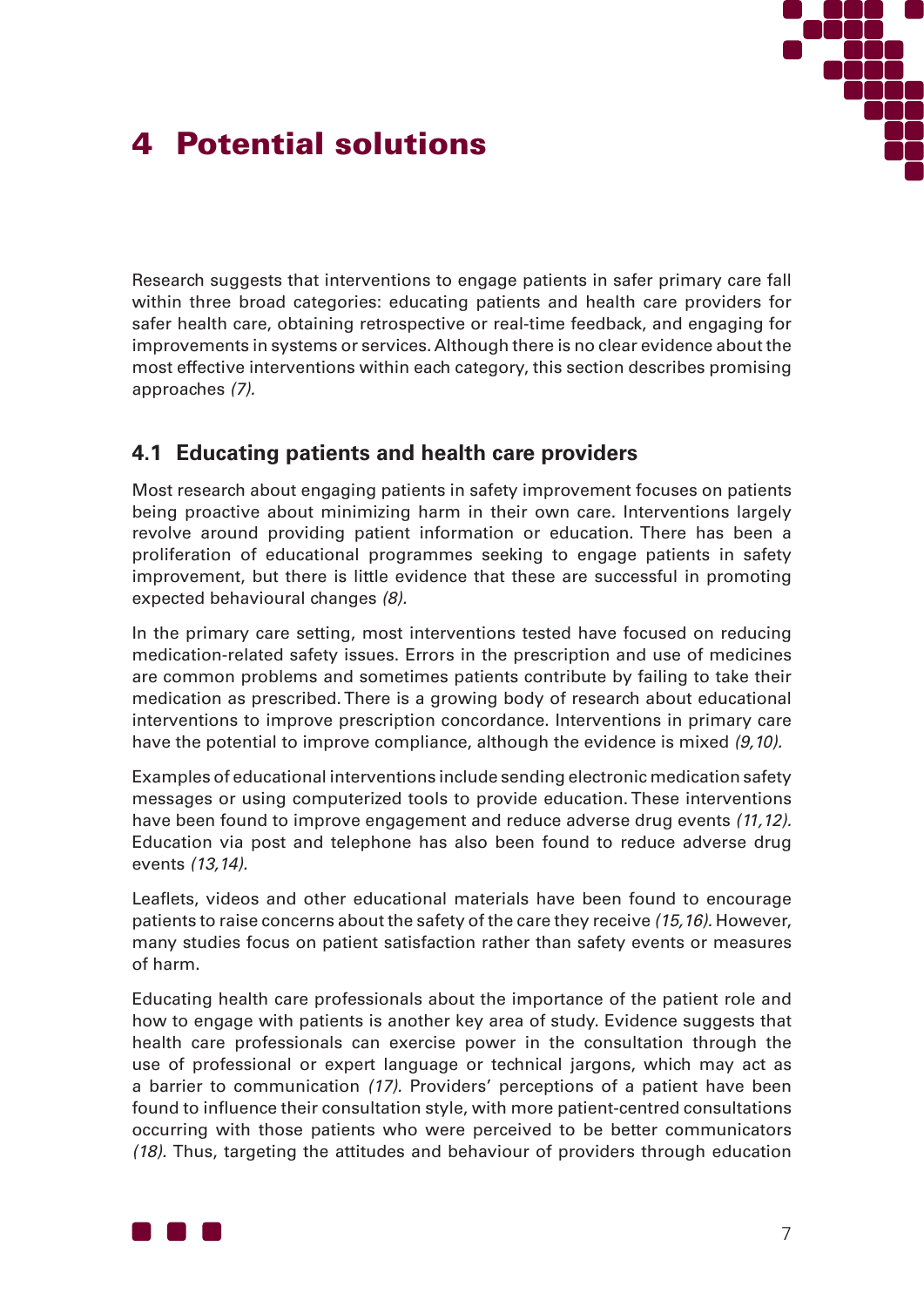# 4 Potential solutions

Research suggests that interventions to engage patients in safer primary care fall within three broad categories: educating patients and health care providers for safer health care, obtaining retrospective or real-time feedback, and engaging for improvements in systems or services. Although there is no clear evidence about the most effective interventions within each category, this section describes promising approaches *(7)*.

## 4.1 Educating patients and health care providers

Most research about engaging patients in safety improvement focuses on patients being proactive about minimizing harm in their own care. Interventions largely revolve around providing patient information or education. There has been a proliferation of educational programmes seeking to engage patients in safety improvement, but there is little evidence that these are successful in promoting expected behavioural changes *(8)*.

In the primary care setting, most interventions tested have focused on reducing medication-related safety issues. Errors in the prescription and use of medicines are common problems and sometimes patients contribute by failing to take their medication as prescribed. There is a growing body of research about educational interventions to improve prescription concordance. Interventions in primary care have the potential to improve compliance, although the evidence is mixed *(9,10)*.

Examples of educational interventions include sending electronic medication safety messages or using computerized tools to provide education. These interventions have been found to improve engagement and reduce adverse drug events *(11,12)*. Education via post and telephone has also been found to reduce adverse drug events *(13,14)*.

Leaflets, videos and other educational materials have been found to encourage patients to raise concerns about the safety of the care they receive *(15,16)*. However, many studies focus on patient satisfaction rather than safety events or measures of harm.

Educating health care professionals about the importance of the patient role and how to engage with patients is another key area of study. Evidence suggests that health care professionals can exercise power in the consultation through the use of professional or expert language or technical jargons, which may act as a barrier to communication *(17)*. Providers' perceptions of a patient have been found to influence their consultation style, with more patient-centred consultations occurring with those patients who were perceived to be better communicators *(18)*. Thus, targeting the attitudes and behaviour of providers through education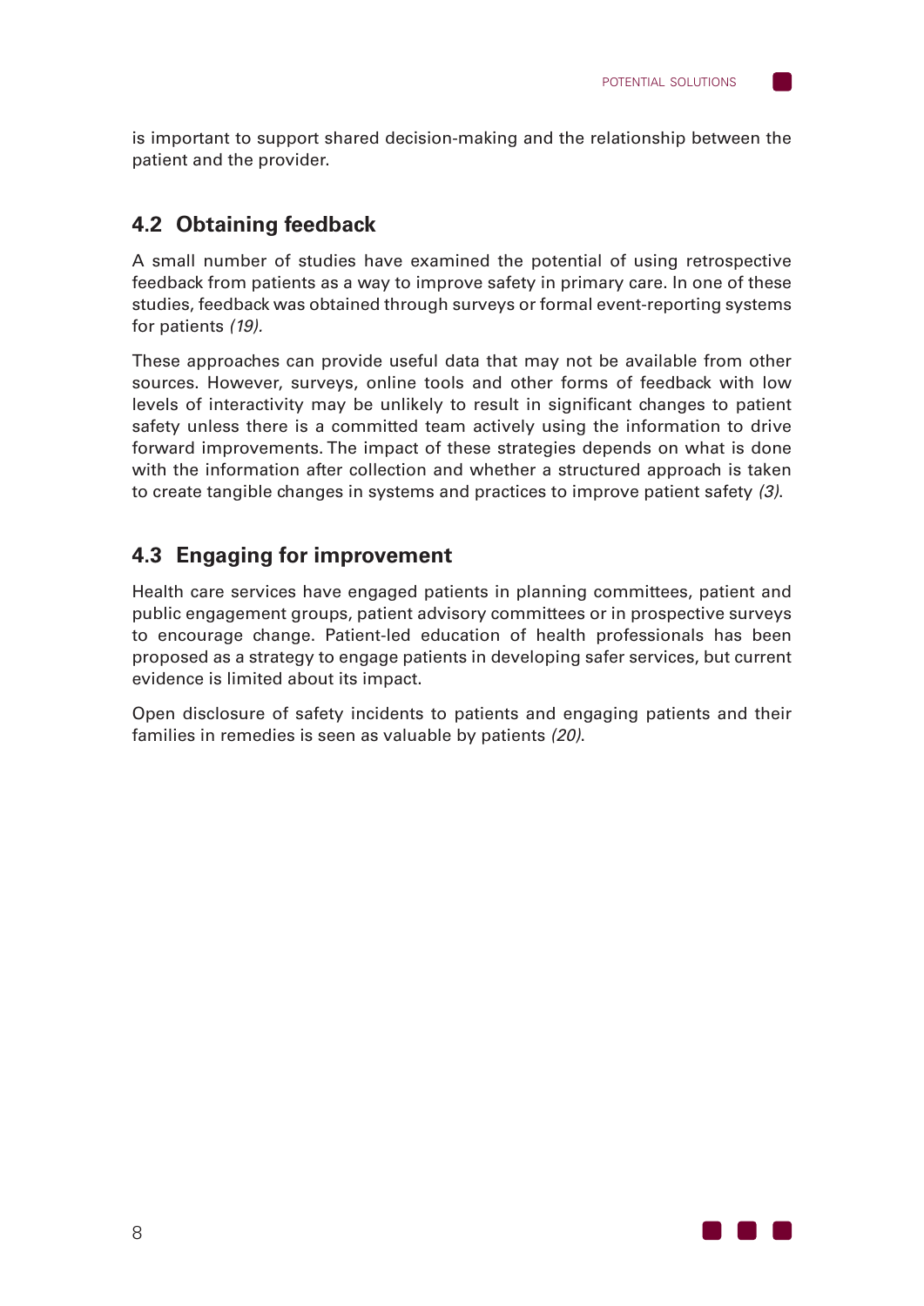is important to support shared decision-making and the relationship between the patient and the provider.

## 4.2 Obtaining feedback

A small number of studies have examined the potential of using retrospective feedback from patients as a way to improve safety in primary care. In one of these studies, feedback was obtained through surveys or formal event-reporting systems for patients *(19).*

These approaches can provide useful data that may not be available from other sources. However, surveys, online tools and other forms of feedback with low levels of interactivity may be unlikely to result in significant changes to patient safety unless there is a committed team actively using the information to drive forward improvements. The impact of these strategies depends on what is done with the information after collection and whether a structured approach is taken to create tangible changes in systems and practices to improve patient safety *(3).*

## 4.3 Engaging for improvement

Health care services have engaged patients in planning committees, patient and public engagement groups, patient advisory committees or in prospective surveys to encourage change. Patient-led education of health professionals has been proposed as a strategy to engage patients in developing safer services, but current evidence is limited about its impact.

Open disclosure of safety incidents to patients and engaging patients and their families in remedies is seen as valuable by patients *(20).*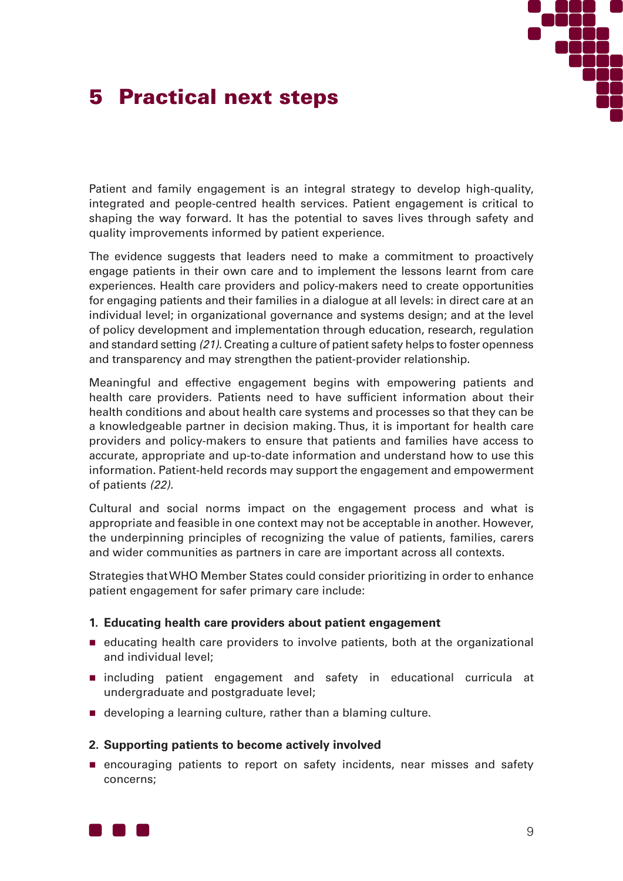# 5 Practical next steps

Patient and family engagement is an integral strategy to develop high-quality, integrated and people-centred health services. Patient engagement is critical to shaping the way forward. It has the potential to saves lives through safety and quality improvements informed by patient experience.

The evidence suggests that leaders need to make a commitment to proactively engage patients in their own care and to implement the lessons learnt from care experiences. Health care providers and policy-makers need to create opportunities for engaging patients and their families in a dialogue at all levels: in direct care at an individual level; in organizational governance and systems design; and at the level of policy development and implementation through education, research, regulation and standard setting *(21)*. Creating a culture of patient safety helps to foster openness and transparency and may strengthen the patient-provider relationship.

Meaningful and effective engagement begins with empowering patients and health care providers. Patients need to have sufficient information about their health conditions and about health care systems and processes so that they can be a knowledgeable partner in decision making. Thus, it is important for health care providers and policy-makers to ensure that patients and families have access to accurate, appropriate and up-to-date information and understand how to use this information. Patient-held records may support the engagement and empowerment of patients *(22)*.

Cultural and social norms impact on the engagement process and what is appropriate and feasible in one context may not be acceptable in another. However, the underpinning principles of recognizing the value of patients, families, carers and wider communities as partners in care are important across all contexts.

Strategies that WHO Member States could consider prioritizing in order to enhance patient engagement for safer primary care include:

**1. Educating health care providers about patient engagement**

- educating health care providers to involve patients, both at the organizational and individual level;
- including patient engagement and safety in educational curricula at undergraduate and postgraduate level;
- developing a learning culture, rather than a blaming culture.

**2. Supporting patients to become actively involved**

- encouraging patients to report on safety incidents, near misses and safety concerns;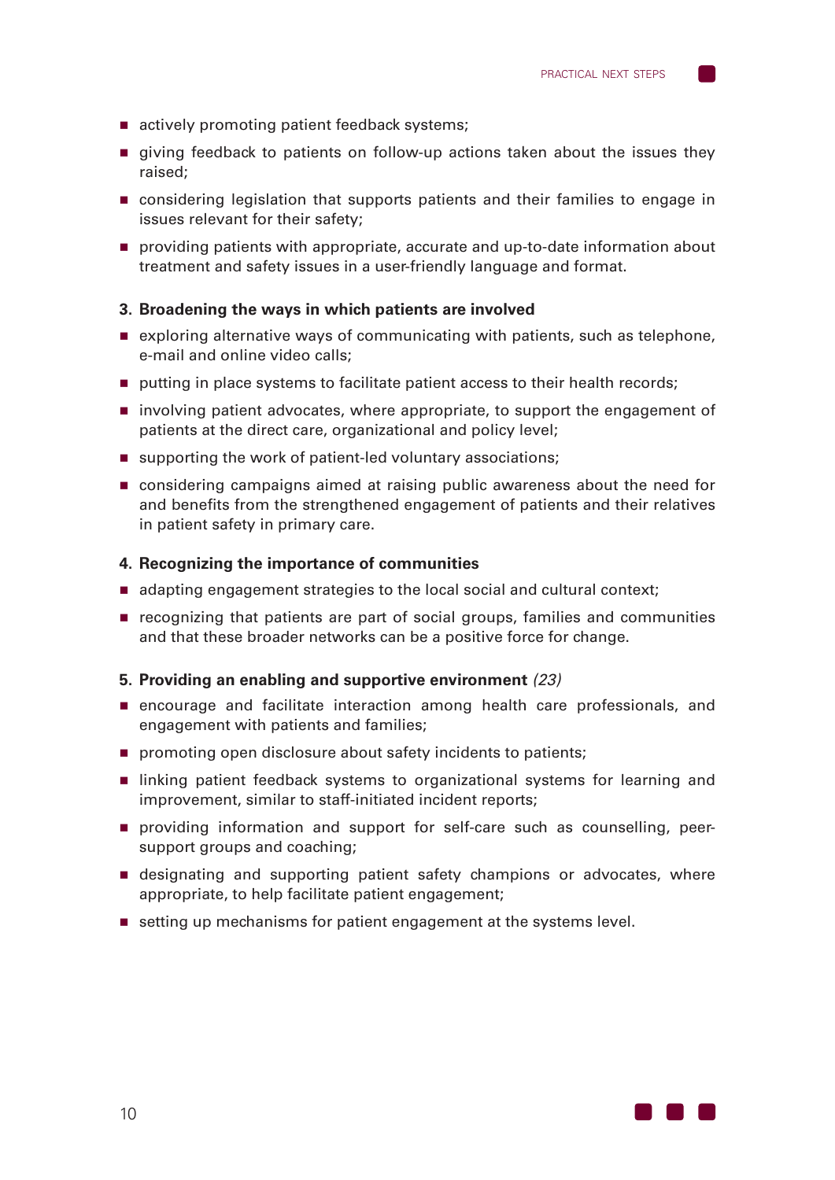- actively promoting patient feedback systems;
- giving feedback to patients on follow-up actions taken about the issues they raised;
- considering legislation that supports patients and their families to engage in issues relevant for their safety;
- providing patients with appropriate, accurate and up-to-date information about treatment and safety issues in a user-friendly language and format.

**3. Broadening the ways in which patients are involved**

- exploring alternative ways of communicating with patients, such as telephone, e-mail and online video calls;
- putting in place systems to facilitate patient access to their health records;
- involving patient advocates, where appropriate, to support the engagement of patients at the direct care, organizational and policy level;
- supporting the work of patient-led voluntary associations;
- considering campaigns aimed at raising public awareness about the need for and benefits from the strengthened engagement of patients and their relatives in patient safety in primary care.

**4. Recognizing the importance of communities**

- adapting engagement strategies to the local social and cultural context;
- recognizing that patients are part of social groups, families and communities and that these broader networks can be a positive force for change.

**5. Providing an enabling and supportive environment** *(23)*

- encourage and facilitate interaction among health care professionals, and engagement with patients and families;
- promoting open disclosure about safety incidents to patients;
- linking patient feedback systems to organizational systems for learning and improvement, similar to staff-initiated incident reports;
- providing information and support for self-care such as counselling, peer-support groups and coaching;
- designating and supporting patient safety champions or advocates, where appropriate, to help facilitate patient engagement;
- setting up mechanisms for patient engagement at the systems level.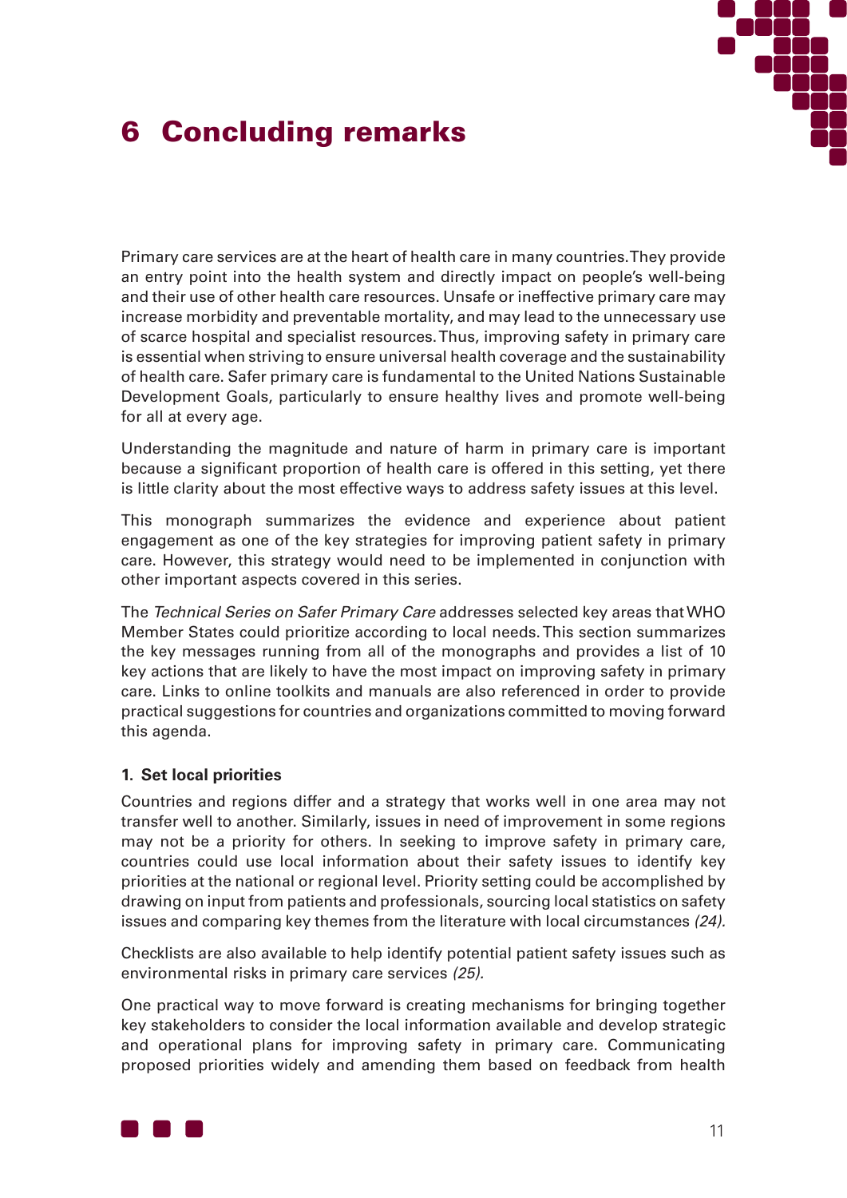# 6 Concluding remarks

Primary care services are at the heart of health care in many countries. They provide an entry point into the health system and directly impact on people's well-being and their use of other health care resources. Unsafe or ineffective primary care may increase morbidity and preventable mortality, and may lead to the unnecessary use of scarce hospital and specialist resources. Thus, improving safety in primary care is essential when striving to ensure universal health coverage and the sustainability of health care. Safer primary care is fundamental to the United Nations Sustainable Development Goals, particularly to ensure healthy lives and promote well-being for all at every age.

Understanding the magnitude and nature of harm in primary care is important because a significant proportion of health care is offered in this setting, yet there is little clarity about the most effective ways to address safety issues at this level.

This monograph summarizes the evidence and experience about patient engagement as one of the key strategies for improving patient safety in primary care. However, this strategy would need to be implemented in conjunction with other important aspects covered in this series.

The *Technical Series on Safer Primary Care* addresses selected key areas that WHO Member States could prioritize according to local needs. This section summarizes the key messages running from all of the monographs and provides a list of 10 key actions that are likely to have the most impact on improving safety in primary care. Links to online toolkits and manuals are also referenced in order to provide practical suggestions for countries and organizations committed to moving forward this agenda.

**1. Set local priorities**

Countries and regions differ and a strategy that works well in one area may not transfer well to another. Similarly, issues in need of improvement in some regions may not be a priority for others. In seeking to improve safety in primary care, countries could use local information about their safety issues to identify key priorities at the national or regional level. Priority setting could be accomplished by drawing on input from patients and professionals, sourcing local statistics on safety issues and comparing key themes from the literature with local circumstances *(24).*

Checklists are also available to help identify potential patient safety issues such as environmental risks in primary care services *(25).*

One practical way to move forward is creating mechanisms for bringing together key stakeholders to consider the local information available and develop strategic and operational plans for improving safety in primary care. Communicating proposed priorities widely and amending them based on feedback from health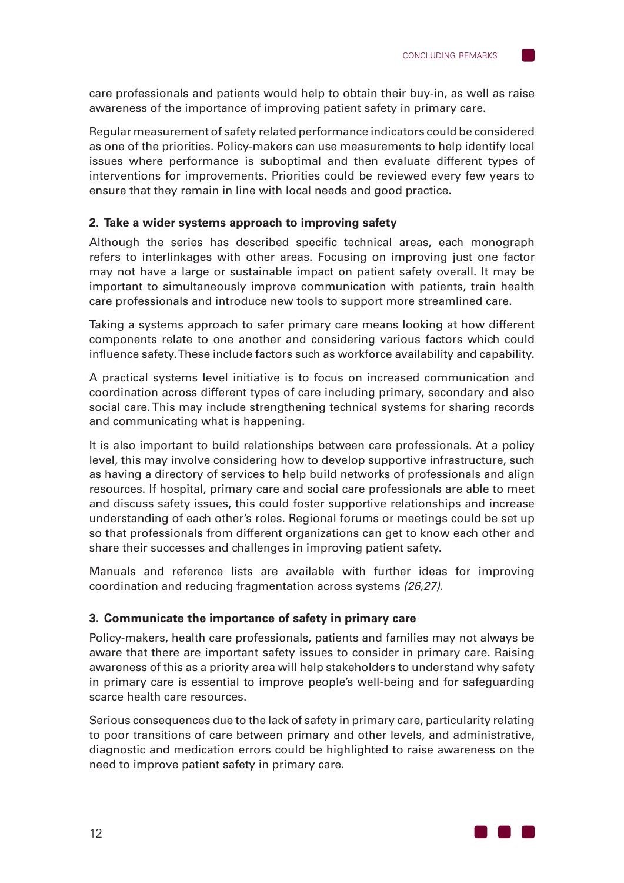care professionals and patients would help to obtain their buy-in, as well as raise awareness of the importance of improving patient safety in primary care.

Regular measurement of safety related performance indicators could be considered as one of the priorities. Policy-makers can use measurements to help identify local issues where performance is suboptimal and then evaluate different types of interventions for improvements. Priorities could be reviewed every few years to ensure that they remain in line with local needs and good practice.

### 2. Take a wider systems approach to improving safety

Although the series has described specific technical areas, each monograph refers to interlinkages with other areas. Focusing on improving just one factor may not have a large or sustainable impact on patient safety overall. It may be important to simultaneously improve communication with patients, train health care professionals and introduce new tools to support more streamlined care.

Taking a systems approach to safer primary care means looking at how different components relate to one another and considering various factors which could influence safety. These include factors such as workforce availability and capability.

A practical systems level initiative is to focus on increased communication and coordination across different types of care including primary, secondary and also social care. This may include strengthening technical systems for sharing records and communicating what is happening.

It is also important to build relationships between care professionals. At a policy level, this may involve considering how to develop supportive infrastructure, such as having a directory of services to help build networks of professionals and align resources. If hospital, primary care and social care professionals are able to meet and discuss safety issues, this could foster supportive relationships and increase understanding of each other's roles. Regional forums or meetings could be set up so that professionals from different organizations can get to know each other and share their successes and challenges in improving patient safety.

Manuals and reference lists are available with further ideas for improving coordination and reducing fragmentation across systems *(26,27)*.

### 3. Communicate the importance of safety in primary care

Policy-makers, health care professionals, patients and families may not always be aware that there are important safety issues to consider in primary care. Raising awareness of this as a priority area will help stakeholders to understand why safety in primary care is essential to improve people's well-being and for safeguarding scarce health care resources.

Serious consequences due to the lack of safety in primary care, particularity relating to poor transitions of care between primary and other levels, and administrative, diagnostic and medication errors could be highlighted to raise awareness on the need to improve patient safety in primary care.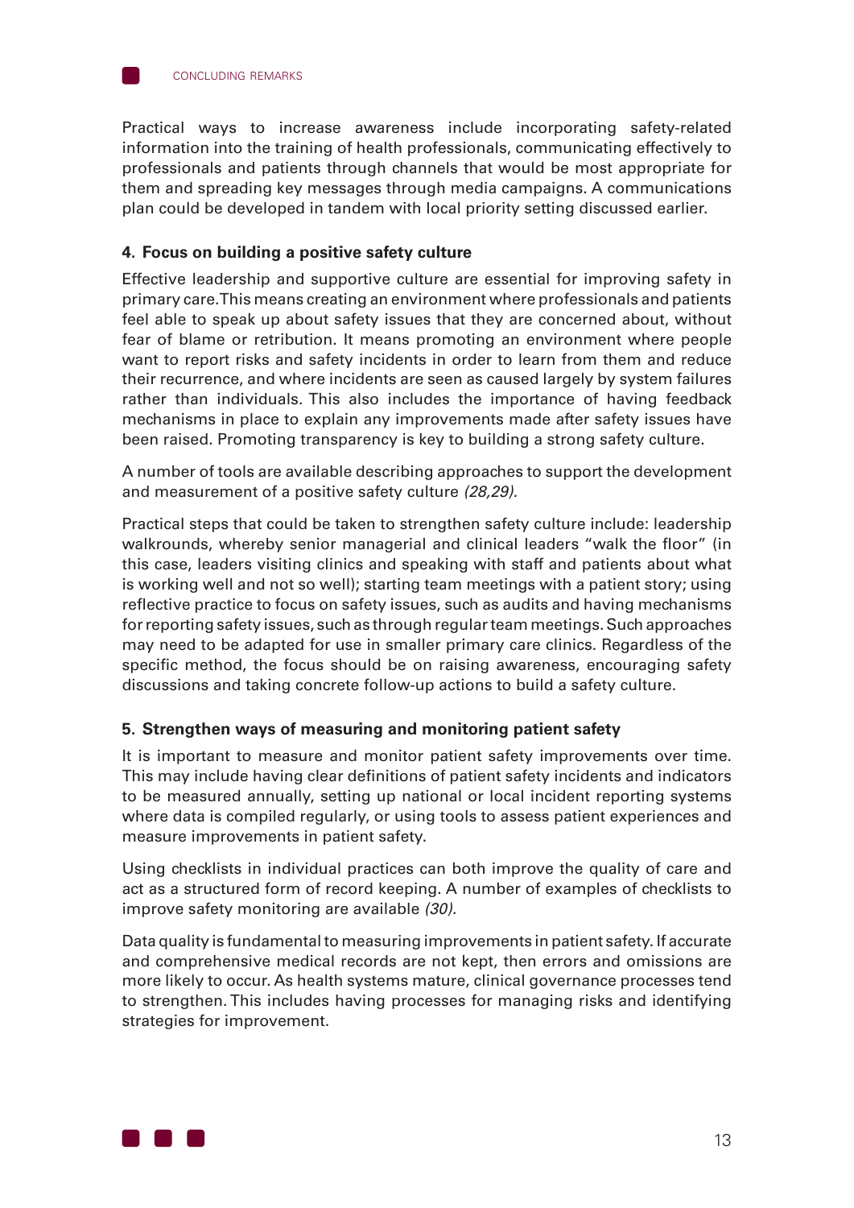Practical ways to increase awareness include incorporating safety-related information into the training of health professionals, communicating effectively to professionals and patients through channels that would be most appropriate for them and spreading key messages through media campaigns. A communications plan could be developed in tandem with local priority setting discussed earlier.

#### 4. Focus on building a positive safety culture

Effective leadership and supportive culture are essential for improving safety in primary care. This means creating an environment where professionals and patients feel able to speak up about safety issues that they are concerned about, without fear of blame or retribution. It means promoting an environment where people want to report risks and safety incidents in order to learn from them and reduce their recurrence, and where incidents are seen as caused largely by system failures rather than individuals. This also includes the importance of having feedback mechanisms in place to explain any improvements made after safety issues have been raised. Promoting transparency is key to building a strong safety culture.

A number of tools are available describing approaches to support the development and measurement of a positive safety culture *(28,29).*

Practical steps that could be taken to strengthen safety culture include: leadership walkrounds, whereby senior managerial and clinical leaders "walk the floor" (in this case, leaders visiting clinics and speaking with staff and patients about what is working well and not so well); starting team meetings with a patient story; using reflective practice to focus on safety issues, such as audits and having mechanisms for reporting safety issues, such as through regular team meetings. Such approaches may need to be adapted for use in smaller primary care clinics. Regardless of the specific method, the focus should be on raising awareness, encouraging safety discussions and taking concrete follow-up actions to build a safety culture.

#### 5. Strengthen ways of measuring and monitoring patient safety

It is important to measure and monitor patient safety improvements over time. This may include having clear definitions of patient safety incidents and indicators to be measured annually, setting up national or local incident reporting systems where data is compiled regularly, or using tools to assess patient experiences and measure improvements in patient safety.

Using checklists in individual practices can both improve the quality of care and act as a structured form of record keeping. A number of examples of checklists to improve safety monitoring are available *(30).*

Data quality is fundamental to measuring improvements in patient safety. If accurate and comprehensive medical records are not kept, then errors and omissions are more likely to occur. As health systems mature, clinical governance processes tend to strengthen. This includes having processes for managing risks and identifying strategies for improvement.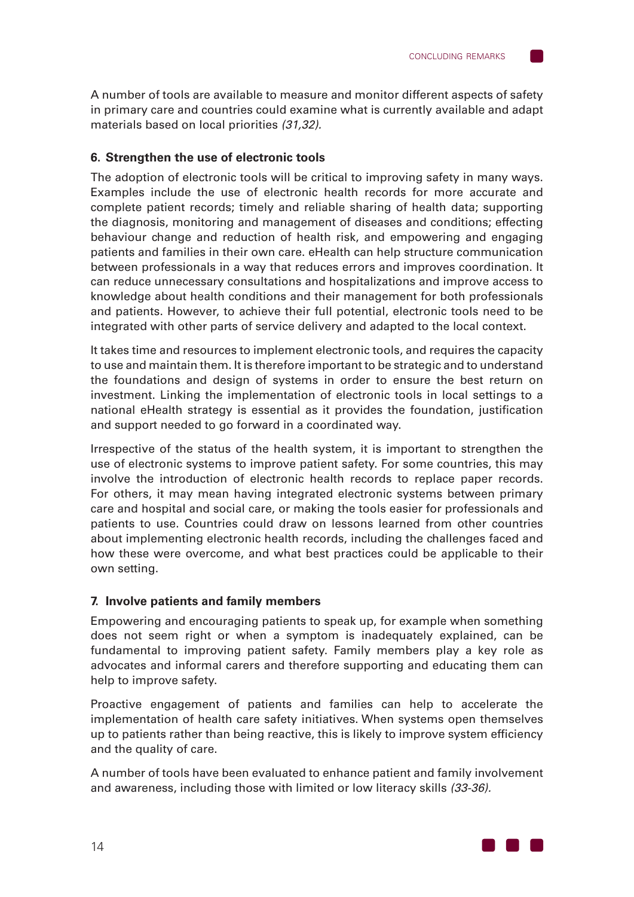A number of tools are available to measure and monitor different aspects of safety in primary care and countries could examine what is currently available and adapt materials based on local priorities *(31,32).*

### 6. Strengthen the use of electronic tools

The adoption of electronic tools will be critical to improving safety in many ways. Examples include the use of electronic health records for more accurate and complete patient records; timely and reliable sharing of health data; supporting the diagnosis, monitoring and management of diseases and conditions; effecting behaviour change and reduction of health risk, and empowering and engaging patients and families in their own care. eHealth can help structure communication between professionals in a way that reduces errors and improves coordination. It can reduce unnecessary consultations and hospitalizations and improve access to knowledge about health conditions and their management for both professionals and patients. However, to achieve their full potential, electronic tools need to be integrated with other parts of service delivery and adapted to the local context.

It takes time and resources to implement electronic tools, and requires the capacity to use and maintain them. It is therefore important to be strategic and to understand the foundations and design of systems in order to ensure the best return on investment. Linking the implementation of electronic tools in local settings to a national eHealth strategy is essential as it provides the foundation, justification and support needed to go forward in a coordinated way.

Irrespective of the status of the health system, it is important to strengthen the use of electronic systems to improve patient safety. For some countries, this may involve the introduction of electronic health records to replace paper records. For others, it may mean having integrated electronic systems between primary care and hospital and social care, or making the tools easier for professionals and patients to use. Countries could draw on lessons learned from other countries about implementing electronic health records, including the challenges faced and how these were overcome, and what best practices could be applicable to their own setting.

### 7. Involve patients and family members

Empowering and encouraging patients to speak up, for example when something does not seem right or when a symptom is inadequately explained, can be fundamental to improving patient safety. Family members play a key role as advocates and informal carers and therefore supporting and educating them can help to improve safety.

Proactive engagement of patients and families can help to accelerate the implementation of health care safety initiatives. When systems open themselves up to patients rather than being reactive, this is likely to improve system efficiency and the quality of care.

A number of tools have been evaluated to enhance patient and family involvement and awareness, including those with limited or low literacy skills *(33-36).*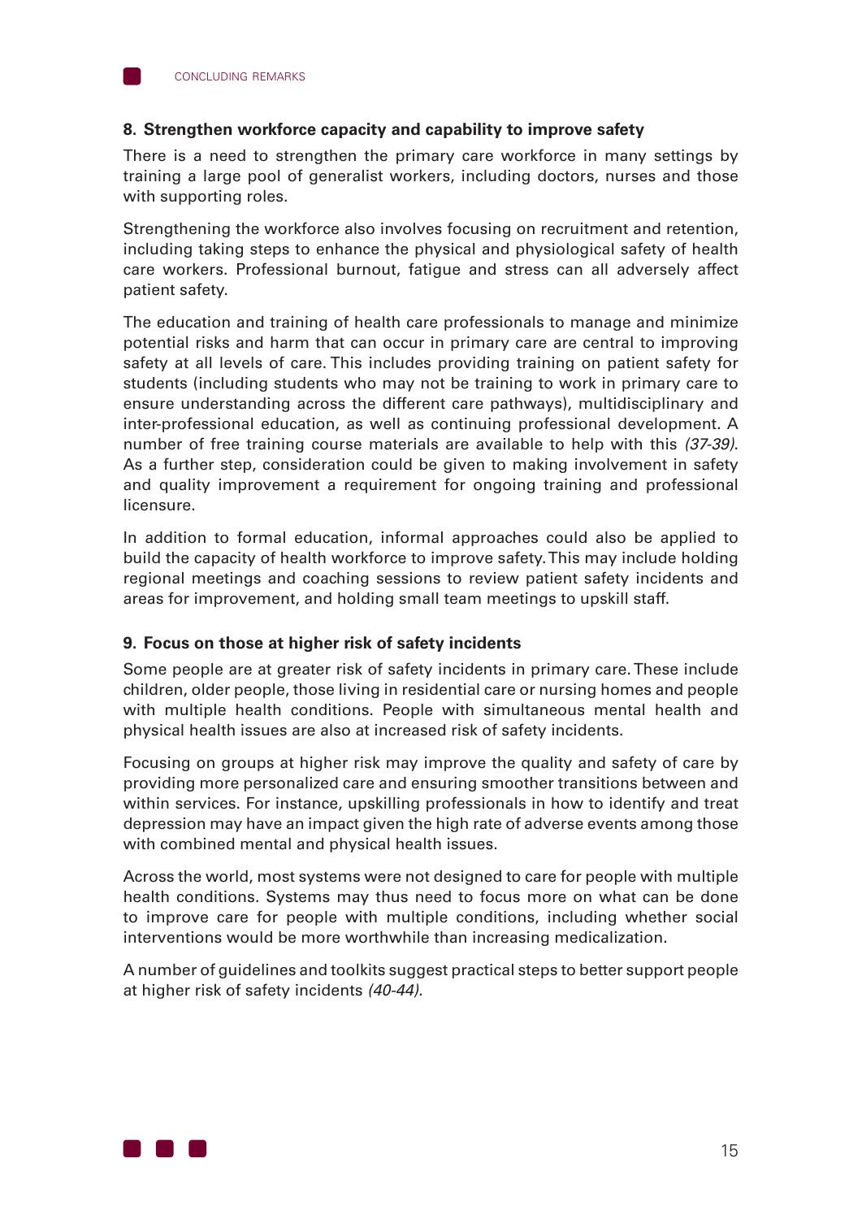### 8. Strengthen workforce capacity and capability to improve safety

There is a need to strengthen the primary care workforce in many settings by training a large pool of generalist workers, including doctors, nurses and those with supporting roles.

Strengthening the workforce also involves focusing on recruitment and retention, including taking steps to enhance the physical and physiological safety of health care workers. Professional burnout, fatigue and stress can all adversely affect patient safety.

The education and training of health care professionals to manage and minimize potential risks and harm that can occur in primary care are central to improving safety at all levels of care. This includes providing training on patient safety for students (including students who may not be training to work in primary care to ensure understanding across the different care pathways), multidisciplinary and inter-professional education, as well as continuing professional development. A number of free training course materials are available to help with this *(37-39)*. As a further step, consideration could be given to making involvement in safety and quality improvement a requirement for ongoing training and professional licensure.

In addition to formal education, informal approaches could also be applied to build the capacity of health workforce to improve safety. This may include holding regional meetings and coaching sessions to review patient safety incidents and areas for improvement, and holding small team meetings to upskill staff.

### 9. Focus on those at higher risk of safety incidents

Some people are at greater risk of safety incidents in primary care. These include children, older people, those living in residential care or nursing homes and people with multiple health conditions. People with simultaneous mental health and physical health issues are also at increased risk of safety incidents.

Focusing on groups at higher risk may improve the quality and safety of care by providing more personalized care and ensuring smoother transitions between and within services. For instance, upskilling professionals in how to identify and treat depression may have an impact given the high rate of adverse events among those with combined mental and physical health issues.

Across the world, most systems were not designed to care for people with multiple health conditions. Systems may thus need to focus more on what can be done to improve care for people with multiple conditions, including whether social interventions would be more worthwhile than increasing medicalization.

A number of guidelines and toolkits suggest practical steps to better support people at higher risk of safety incidents *(40-44).*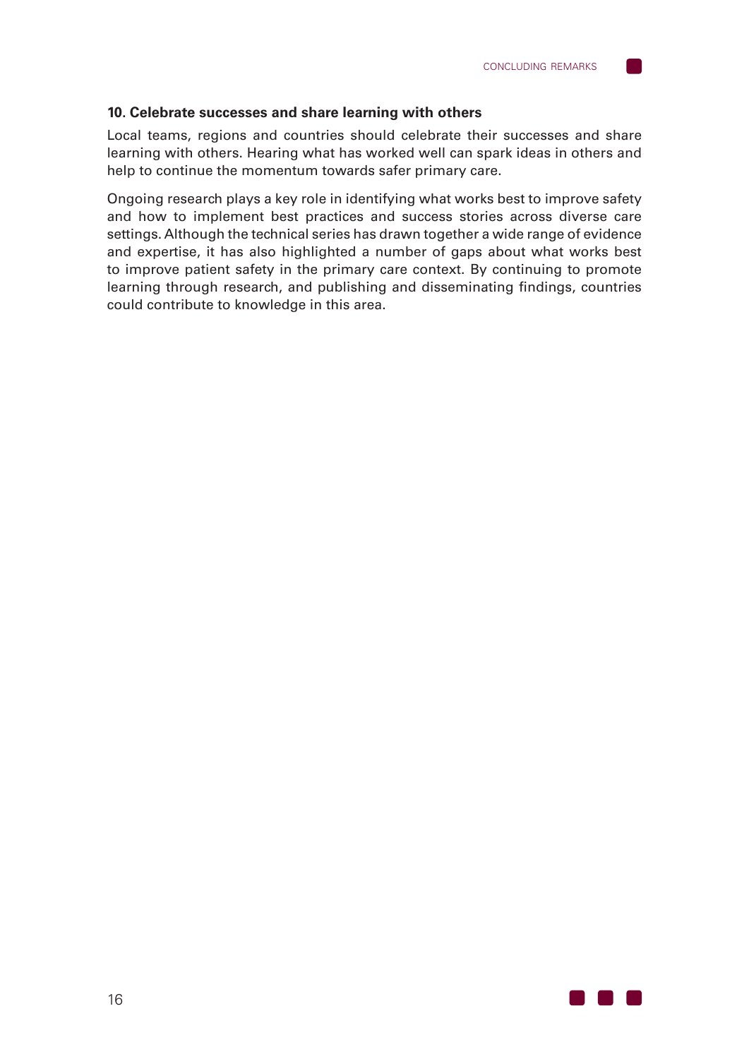### 10. Celebrate successes and share learning with others

Local teams, regions and countries should celebrate their successes and share learning with others. Hearing what has worked well can spark ideas in others and help to continue the momentum towards safer primary care.

Ongoing research plays a key role in identifying what works best to improve safety and how to implement best practices and success stories across diverse care settings. Although the technical series has drawn together a wide range of evidence and expertise, it has also highlighted a number of gaps about what works best to improve patient safety in the primary care context. By continuing to promote learning through research, and publishing and disseminating findings, countries could contribute to knowledge in this area.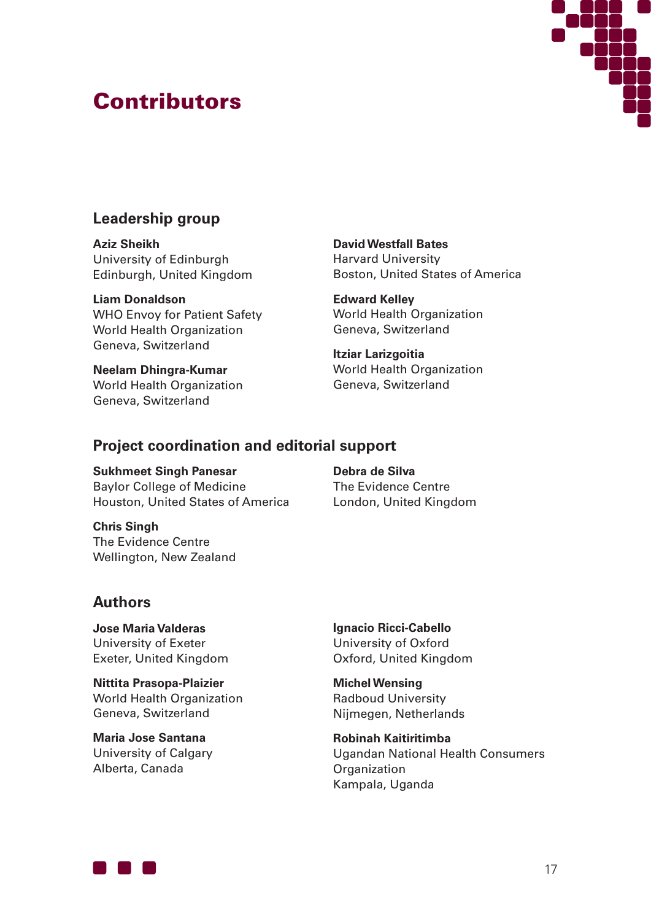# Contributors

## Leadership group

**Aziz Sheikh**
University of Edinburgh
Edinburgh, United Kingdom

**Liam Donaldson**
WHO Envoy for Patient Safety
World Health Organization
Geneva, Switzerland

**Neelam Dhingra-Kumar**
World Health Organization
Geneva, Switzerland

**David Westfall Bates**
Harvard University
Boston, United States of America

**Edward Kelley**
World Health Organization
Geneva, Switzerland

**Itziar Larizgoitia**
World Health Organization
Geneva, Switzerland

## Project coordination and editorial support

**Sukhmeet Singh Panesar**
Baylor College of Medicine
Houston, United States of America

**Chris Singh**
The Evidence Centre
Wellington, New Zealand

**Debra de Silva**
The Evidence Centre
London, United Kingdom

## Authors

**Jose Maria Valderas**
University of Exeter
Exeter, United Kingdom

**Nittita Prasopa-Plaizier**
World Health Organization
Geneva, Switzerland

**Maria Jose Santana**
University of Calgary
Alberta, Canada

**Ignacio Ricci-Cabello**
University of Oxford
Oxford, United Kingdom

**Michel Wensing**
Radboud University
Nijmegen, Netherlands

**Robinah Kaitiritimba**
Ugandan National Health Consumers Organization
Kampala, Uganda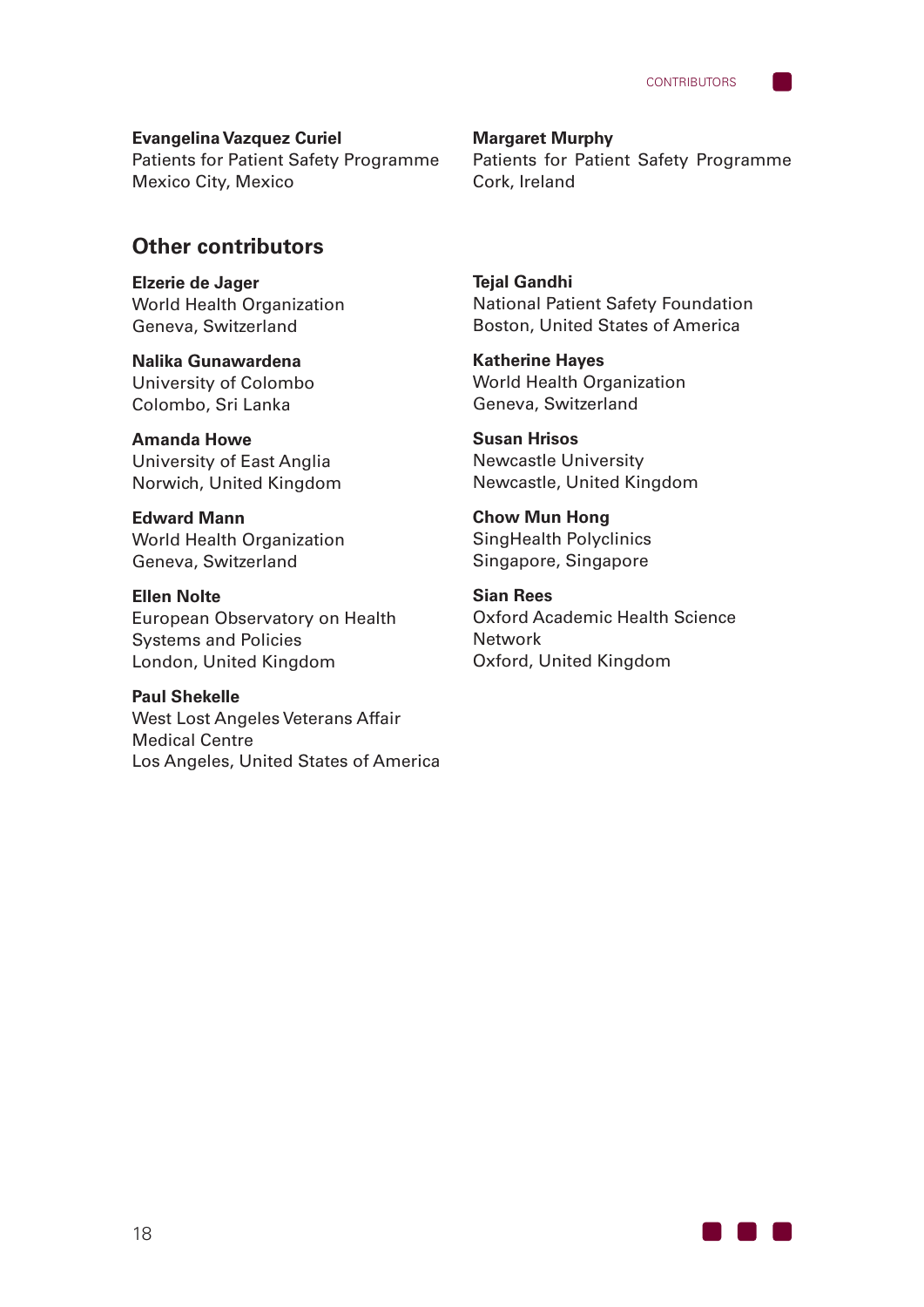**Evangelina Vazquez Curiel**
Patients for Patient Safety Programme
Mexico City, Mexico

**Margaret Murphy**
Patients for Patient Safety Programme
Cork, Ireland

## Other contributors

**Elzerie de Jager**
World Health Organization
Geneva, Switzerland

**Nalika Gunawardena**
University of Colombo
Colombo, Sri Lanka

**Amanda Howe**
University of East Anglia
Norwich, United Kingdom

**Edward Mann**
World Health Organization
Geneva, Switzerland

**Ellen Nolte**
European Observatory on Health Systems and Policies
London, United Kingdom

**Paul Shekelle**
West Lost Angeles Veterans Affair Medical Centre
Los Angeles, United States of America

**Tejal Gandhi**
National Patient Safety Foundation
Boston, United States of America

**Katherine Hayes**
World Health Organization
Geneva, Switzerland

**Susan Hrisos**
Newcastle University
Newcastle, United Kingdom

**Chow Mun Hong**
SingHealth Polyclinics
Singapore, Singapore

**Sian Rees**
Oxford Academic Health Science Network
Oxford, United Kingdom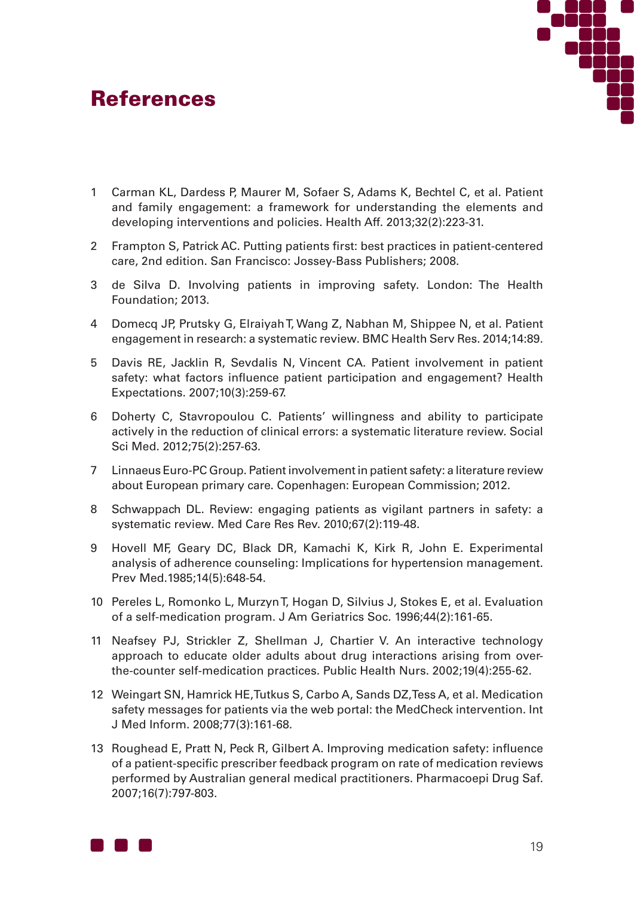# References

1 Carman KL, Dardess P, Maurer M, Sofaer S, Adams K, Bechtel C, et al. Patient and family engagement: a framework for understanding the elements and developing interventions and policies. Health Aff. 2013;32(2):223-31.

2 Frampton S, Patrick AC. Putting patients first: best practices in patient-centered care, 2nd edition. San Francisco: Jossey-Bass Publishers; 2008.

3 de Silva D. Involving patients in improving safety. London: The Health Foundation; 2013.

4 Domecq JP, Prutsky G, Elraiyah T, Wang Z, Nabhan M, Shippee N, et al. Patient engagement in research: a systematic review. BMC Health Serv Res. 2014;14:89.

5 Davis RE, Jacklin R, Sevdalis N, Vincent CA. Patient involvement in patient safety: what factors influence patient participation and engagement? Health Expectations. 2007;10(3):259-67.

6 Doherty C, Stavropoulou C. Patients' willingness and ability to participate actively in the reduction of clinical errors: a systematic literature review. Social Sci Med. 2012;75(2):257-63.

7 Linnaeus Euro-PC Group. Patient involvement in patient safety: a literature review about European primary care. Copenhagen: European Commission; 2012.

8 Schwappach DL. Review: engaging patients as vigilant partners in safety: a systematic review. Med Care Res Rev. 2010;67(2):119-48.

9 Hovell MF, Geary DC, Black DR, Kamachi K, Kirk R, John E. Experimental analysis of adherence counseling: Implications for hypertension management. Prev Med.1985;14(5):648-54.

10 Pereles L, Romonko L, Murzyn T, Hogan D, Silvius J, Stokes E, et al. Evaluation of a self-medication program. J Am Geriatrics Soc. 1996;44(2):161-65.

11 Neafsey PJ, Strickler Z, Shellman J, Chartier V. An interactive technology approach to educate older adults about drug interactions arising from over-the-counter self-medication practices. Public Health Nurs. 2002;19(4):255-62.

12 Weingart SN, Hamrick HE, Tutkus S, Carbo A, Sands DZ, Tess A, et al. Medication safety messages for patients via the web portal: the MedCheck intervention. Int J Med Inform. 2008;77(3):161-68.

13 Roughead E, Pratt N, Peck R, Gilbert A. Improving medication safety: influence of a patient-specific prescriber feedback program on rate of medication reviews performed by Australian general medical practitioners. Pharmacoepi Drug Saf. 2007;16(7):797-803.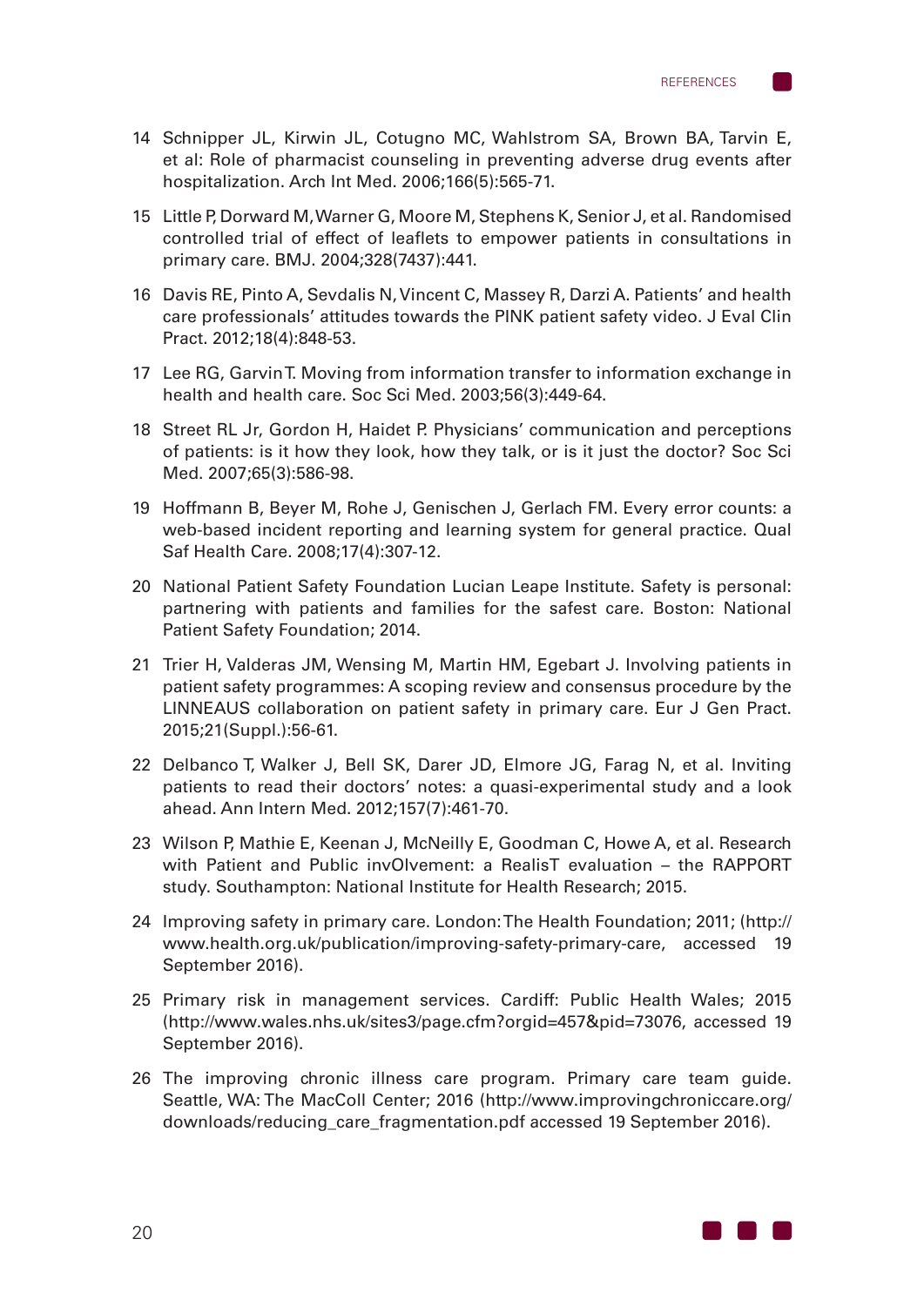14 Schnipper JL, Kirwin JL, Cotugno MC, Wahlstrom SA, Brown BA, Tarvin E, et al: Role of pharmacist counseling in preventing adverse drug events after hospitalization. Arch Int Med. 2006;166(5):565-71.

15 Little P, Dorward M, Warner G, Moore M, Stephens K, Senior J, et al. Randomised controlled trial of effect of leaflets to empower patients in consultations in primary care. BMJ. 2004;328(7437):441.

16 Davis RE, Pinto A, Sevdalis N, Vincent C, Massey R, Darzi A. Patients' and health care professionals' attitudes towards the PINK patient safety video. J Eval Clin Pract. 2012;18(4):848-53.

17 Lee RG, Garvin T. Moving from information transfer to information exchange in health and health care. Soc Sci Med. 2003;56(3):449-64.

18 Street RL Jr, Gordon H, Haidet P. Physicians' communication and perceptions of patients: is it how they look, how they talk, or is it just the doctor? Soc Sci Med. 2007;65(3):586-98.

19 Hoffmann B, Beyer M, Rohe J, Genischen J, Gerlach FM. Every error counts: a web-based incident reporting and learning system for general practice. Qual Saf Health Care. 2008;17(4):307-12.

20 National Patient Safety Foundation Lucian Leape Institute. Safety is personal: partnering with patients and families for the safest care. Boston: National Patient Safety Foundation; 2014.

21 Trier H, Valderas JM, Wensing M, Martin HM, Egebart J. Involving patients in patient safety programmes: A scoping review and consensus procedure by the LINNEAUS collaboration on patient safety in primary care. Eur J Gen Pract. 2015;21(Suppl.):56-61.

22 Delbanco T, Walker J, Bell SK, Darer JD, Elmore JG, Farag N, et al. Inviting patients to read their doctors' notes: a quasi-experimental study and a look ahead. Ann Intern Med. 2012;157(7):461-70.

23 Wilson P, Mathie E, Keenan J, McNeilly E, Goodman C, Howe A, et al. Research with Patient and Public invOlvement: a RealisT evaluation – the RAPPORT study. Southampton: National Institute for Health Research; 2015.

24 Improving safety in primary care. London: The Health Foundation; 2011; (http://www.health.org.uk/publication/improving-safety-primary-care, accessed 19 September 2016).

25 Primary risk in management services. Cardiff: Public Health Wales; 2015 (http://www.wales.nhs.uk/sites3/page.cfm?orgid=457&pid=73076, accessed 19 September 2016).

26 The improving chronic illness care program. Primary care team guide. Seattle, WA: The MacColl Center; 2016 (http://www.improvingchroniccare.org/downloads/reducing_care_fragmentation.pdf accessed 19 September 2016).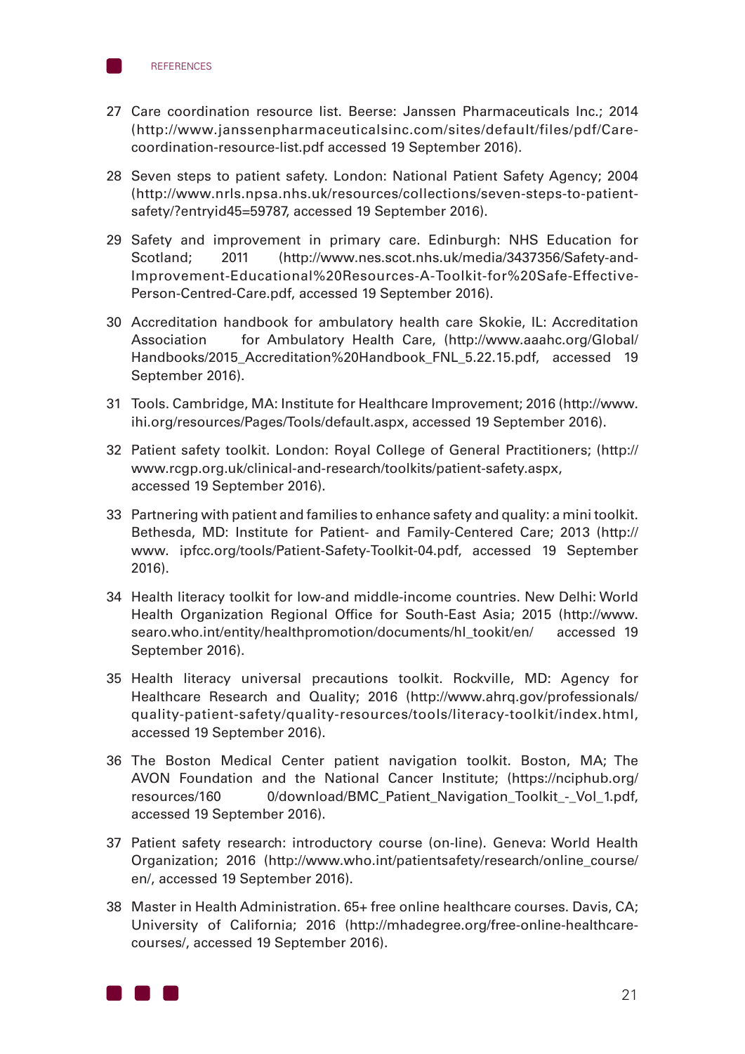27. Care coordination resource list. Beerse: Janssen Pharmaceuticals Inc.; 2014 (http://www.janssenpharmaceuticalsinc.com/sites/default/files/pdf/Care-coordination-resource-list.pdf accessed 19 September 2016).
28. Seven steps to patient safety. London: National Patient Safety Agency; 2004 (http://www.nrls.npsa.nhs.uk/resources/collections/seven-steps-to-patient-safety/?entryid45=59787, accessed 19 September 2016).
29. Safety and improvement in primary care. Edinburgh: NHS Education for Scotland; 2011 (http://www.nes.scot.nhs.uk/media/3437356/Safety-and-Improvement-Educational%20Resources-A-Toolkit-for%20Safe-Effective-Person-Centred-Care.pdf, accessed 19 September 2016).
30. Accreditation handbook for ambulatory health care Skokie, IL: Accreditation Association for Ambulatory Health Care, (http://www.aaahc.org/Global/Handbooks/2015_Accreditation%20Handbook_FNL_5.22.15.pdf, accessed 19 September 2016).
31. Tools. Cambridge, MA: Institute for Healthcare Improvement; 2016 (http://www.ihi.org/resources/Pages/Tools/default.aspx, accessed 19 September 2016).
32. Patient safety toolkit. London: Royal College of General Practitioners; (http://www.rcgp.org.uk/clinical-and-research/toolkits/patient-safety.aspx, accessed 19 September 2016).
33. Partnering with patient and families to enhance safety and quality: a mini toolkit. Bethesda, MD: Institute for Patient- and Family-Centered Care; 2013 (http://www. ipfcc.org/tools/Patient-Safety-Toolkit-04.pdf, accessed 19 September 2016).
34. Health literacy toolkit for low-and middle-income countries. New Delhi: World Health Organization Regional Office for South-East Asia; 2015 (http://www.searo.who.int/entity/healthpromotion/documents/hl_tookit/en/ accessed 19 September 2016).
35. Health literacy universal precautions toolkit. Rockville, MD: Agency for Healthcare Research and Quality; 2016 (http://www.ahrq.gov/professionals/quality-patient-safety/quality-resources/tools/literacy-toolkit/index.html, accessed 19 September 2016).
36. The Boston Medical Center patient navigation toolkit. Boston, MA; The AVON Foundation and the National Cancer Institute; (https://nciphub.org/resources/160 0/download/BMC_Patient_Navigation_Toolkit_-_Vol_1.pdf, accessed 19 September 2016).
37. Patient safety research: introductory course (on-line). Geneva: World Health Organization; 2016 (http://www.who.int/patientsafety/research/online_course/en/, accessed 19 September 2016).
38. Master in Health Administration. 65+ free online healthcare courses. Davis, CA; University of California; 2016 (http://mhadegree.org/free-online-healthcare-courses/, accessed 19 September 2016).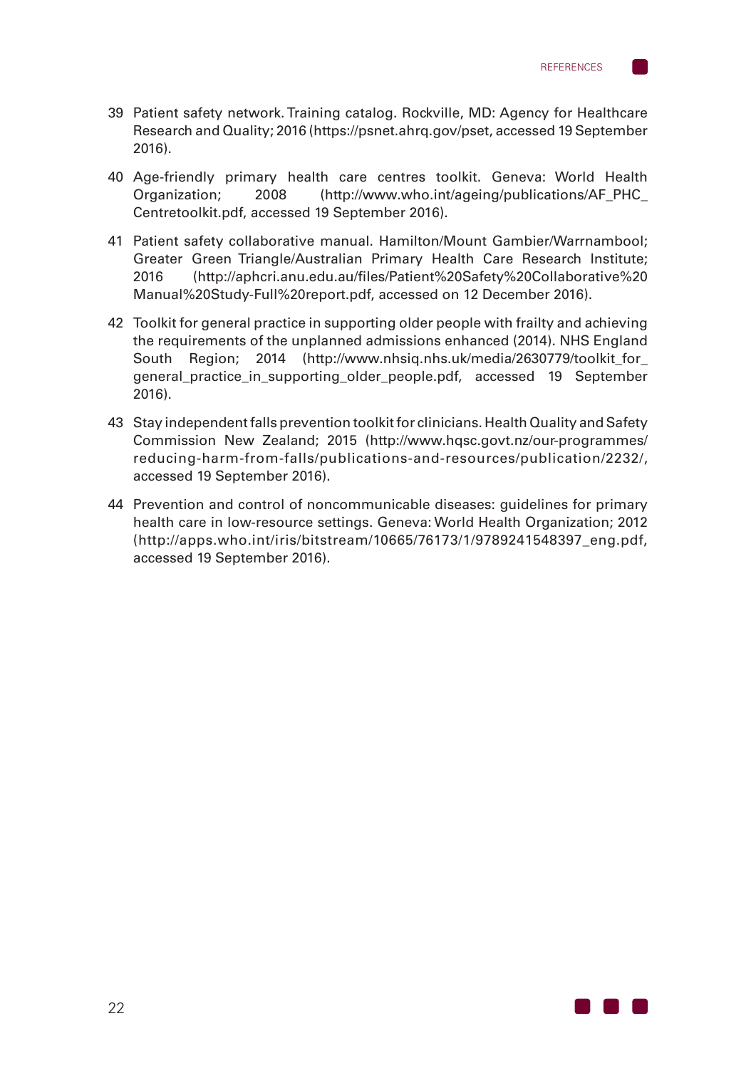39 Patient safety network. Training catalog. Rockville, MD: Agency for Healthcare Research and Quality; 2016 (https://psnet.ahrq.gov/pset, accessed 19 September 2016).

40 Age-friendly primary health care centres toolkit. Geneva: World Health Organization; 2008 (http://www.who.int/ageing/publications/AF_PHC_Centretoolkit.pdf, accessed 19 September 2016).

41 Patient safety collaborative manual. Hamilton/Mount Gambier/Warrnambool; Greater Green Triangle/Australian Primary Health Care Research Institute; 2016 (http://aphcri.anu.edu.au/files/Patient%20Safety%20Collaborative%20Manual%20Study-Full%20report.pdf, accessed on 12 December 2016).

42 Toolkit for general practice in supporting older people with frailty and achieving the requirements of the unplanned admissions enhanced (2014). NHS England South Region; 2014 (http://www.nhsiq.nhs.uk/media/2630779/toolkit_for_general_practice_in_supporting_older_people.pdf, accessed 19 September 2016).

43 Stay independent falls prevention toolkit for clinicians. Health Quality and Safety Commission New Zealand; 2015 (http://www.hqsc.govt.nz/our-programmes/reducing-harm-from-falls/publications-and-resources/publication/2232/, accessed 19 September 2016).

44 Prevention and control of noncommunicable diseases: guidelines for primary health care in low-resource settings. Geneva: World Health Organization; 2012 (http://apps.who.int/iris/bitstream/10665/76173/1/9789241548397_eng.pdf, accessed 19 September 2016).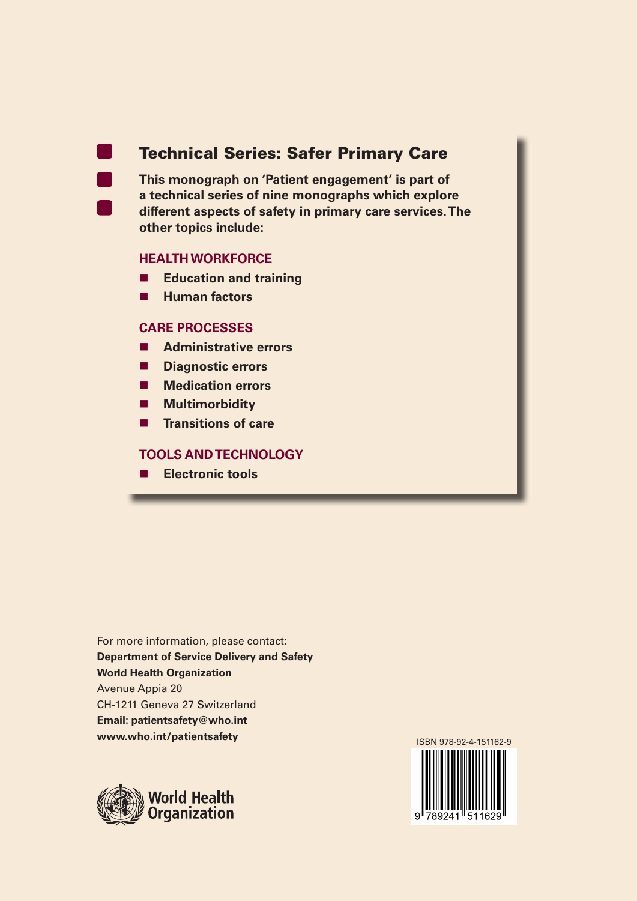## Technical Series: Safer Primary Care

**This monograph on 'Patient engagement' is part of a technical series of nine monographs which explore different aspects of safety in primary care services. The other topics include:**

### HEALTH WORKFORCE

- **Education and training**
- **Human factors**

### CARE PROCESSES

- **Administrative errors**
- **Diagnostic errors**
- **Medication errors**
- **Multimorbidity**
- **Transitions of care**

### TOOLS AND TECHNOLOGY

- **Electronic tools**

For more information, please contact:
**Department of Service Delivery and Safety**
**World Health Organization**
Avenue Appia 20
CH-1211 Geneva 27 Switzerland
**Email: patientsafety@who.int**
**www.who.int/patientsafety**

World Health Organization

ISBN 978-92-4-151162-9

9 789241 511629